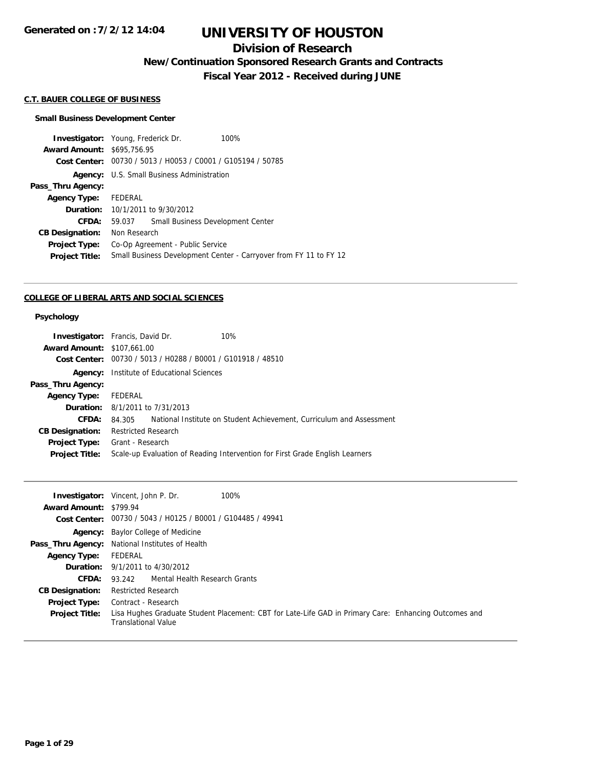Generated on :7/2/12 14:04

# UNIVERSITY OF HOUSTON

## Division of Research

### New/Continuation Sponsored Research Grants and Contracts

### Fiscal Year 2012 - Received during JUNE

**C.T. BAUER COLLEGE OF BUSINESS**

**Small Business Development Center**

| | |
|---|---|
| **Investigator:** | Young, Frederick Dr. 100% |
| **Award Amount:** | $695,756.95 |
| **Cost Center:** | 00730 / 5013 / H0053 / C0001 / G105194 / 50785 |
| **Agency:** | U.S. Small Business Administration |
| **Pass_Thru Agency:** | |
| **Agency Type:** | FEDERAL |
| **Duration:** | 10/1/2011 to 9/30/2012 |
| **CFDA:** | 59.037 Small Business Development Center |
| **CB Designation:** | Non Research |
| **Project Type:** | Co-Op Agreement - Public Service |
| **Project Title:** | Small Business Development Center - Carryover from FY 11 to FY 12 |

---

**COLLEGE OF LIBERAL ARTS AND SOCIAL SCIENCES**

**Psychology**

| | |
|---|---|
| **Investigator:** | Francis, David Dr. 10% |
| **Award Amount:** | $107,661.00 |
| **Cost Center:** | 00730 / 5013 / H0288 / B0001 / G101918 / 48510 |
| **Agency:** | Institute of Educational Sciences |
| **Pass_Thru Agency:** | |
| **Agency Type:** | FEDERAL |
| **Duration:** | 8/1/2011 to 7/31/2013 |
| **CFDA:** | 84.305 National Institute on Student Achievement, Curriculum and Assessment |
| **CB Designation:** | Restricted Research |
| **Project Type:** | Grant - Research |
| **Project Title:** | Scale-up Evaluation of Reading Intervention for First Grade English Learners |

---

| | |
|---|---|
| **Investigator:** | Vincent, John P. Dr. 100% |
| **Award Amount:** | $799.94 |
| **Cost Center:** | 00730 / 5043 / H0125 / B0001 / G104485 / 49941 |
| **Agency:** | Baylor College of Medicine |
| **Pass_Thru Agency:** | National Institutes of Health |
| **Agency Type:** | FEDERAL |
| **Duration:** | 9/1/2011 to 4/30/2012 |
| **CFDA:** | 93.242 Mental Health Research Grants |
| **CB Designation:** | Restricted Research |
| **Project Type:** | Contract - Research |
| **Project Title:** | Lisa Hughes Graduate Student Placement: CBT for Late-Life GAD in Primary Care: Enhancing Outcomes and Translational Value |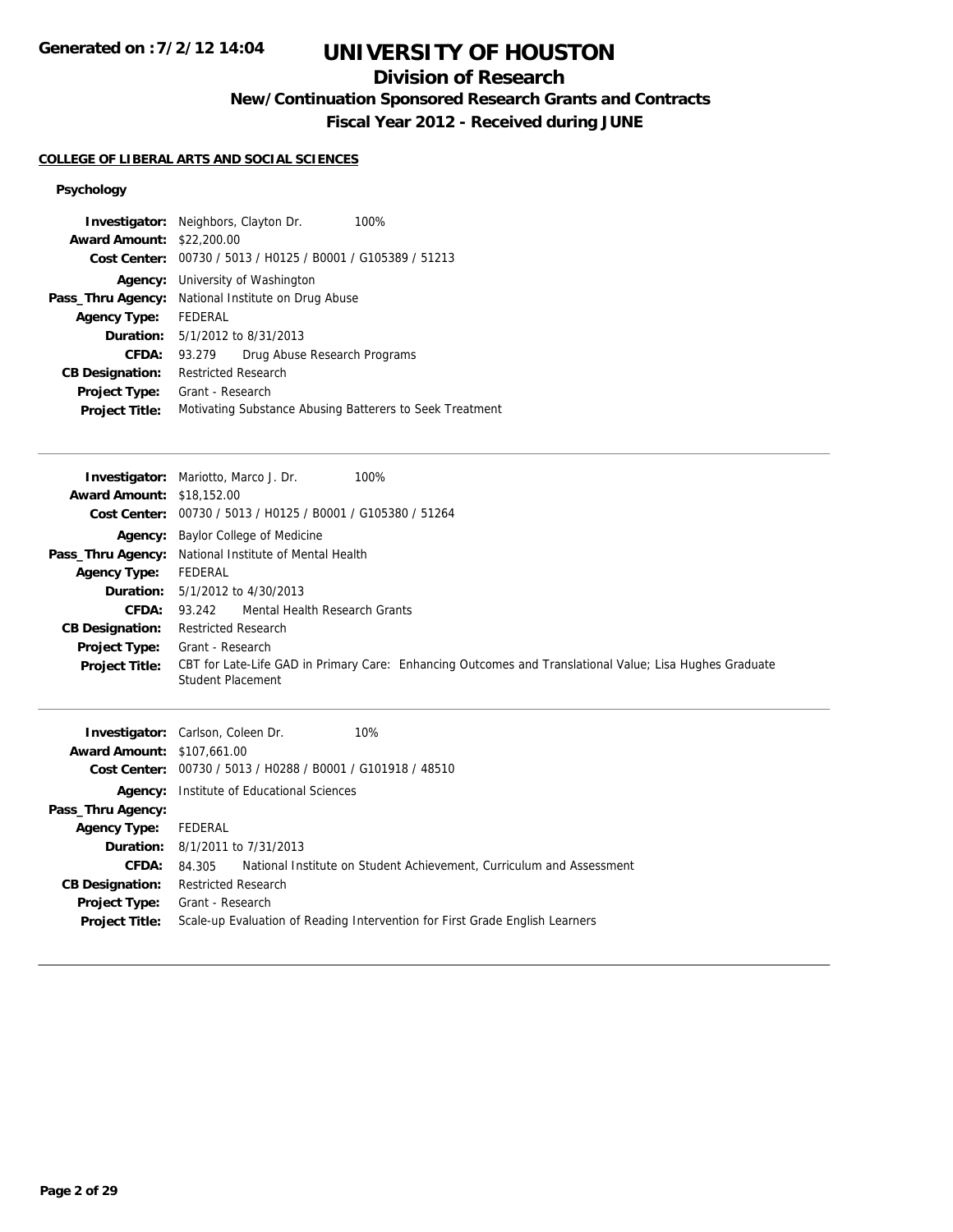# UNIVERSITY OF HOUSTON

## Division of Research

### New/Continuation Sponsored Research Grants and Contracts

### Fiscal Year 2012 - Received during JUNE

Generated on :7/2/12 14:04

**COLLEGE OF LIBERAL ARTS AND SOCIAL SCIENCES**

**Psychology**

**Investigator:** Neighbors, Clayton Dr. 100%
**Award Amount:** $22,200.00
**Cost Center:** 00730 / 5013 / H0125 / B0001 / G105389 / 51213
**Agency:** University of Washington
**Pass_Thru Agency:** National Institute on Drug Abuse
**Agency Type:** FEDERAL
**Duration:** 5/1/2012 to 8/31/2013
**CFDA:** 93.279 Drug Abuse Research Programs
**CB Designation:** Restricted Research
**Project Type:** Grant - Research
**Project Title:** Motivating Substance Abusing Batterers to Seek Treatment

---

**Investigator:** Mariotto, Marco J. Dr. 100%
**Award Amount:** $18,152.00
**Cost Center:** 00730 / 5013 / H0125 / B0001 / G105380 / 51264
**Agency:** Baylor College of Medicine
**Pass_Thru Agency:** National Institute of Mental Health
**Agency Type:** FEDERAL
**Duration:** 5/1/2012 to 4/30/2013
**CFDA:** 93.242 Mental Health Research Grants
**CB Designation:** Restricted Research
**Project Type:** Grant - Research
**Project Title:** CBT for Late-Life GAD in Primary Care: Enhancing Outcomes and Translational Value; Lisa Hughes Graduate Student Placement

---

**Investigator:** Carlson, Coleen Dr. 10%
**Award Amount:** $107,661.00
**Cost Center:** 00730 / 5013 / H0288 / B0001 / G101918 / 48510
**Agency:** Institute of Educational Sciences
**Pass_Thru Agency:**
**Agency Type:** FEDERAL
**Duration:** 8/1/2011 to 7/31/2013
**CFDA:** 84.305 National Institute on Student Achievement, Curriculum and Assessment
**CB Designation:** Restricted Research
**Project Type:** Grant - Research
**Project Title:** Scale-up Evaluation of Reading Intervention for First Grade English Learners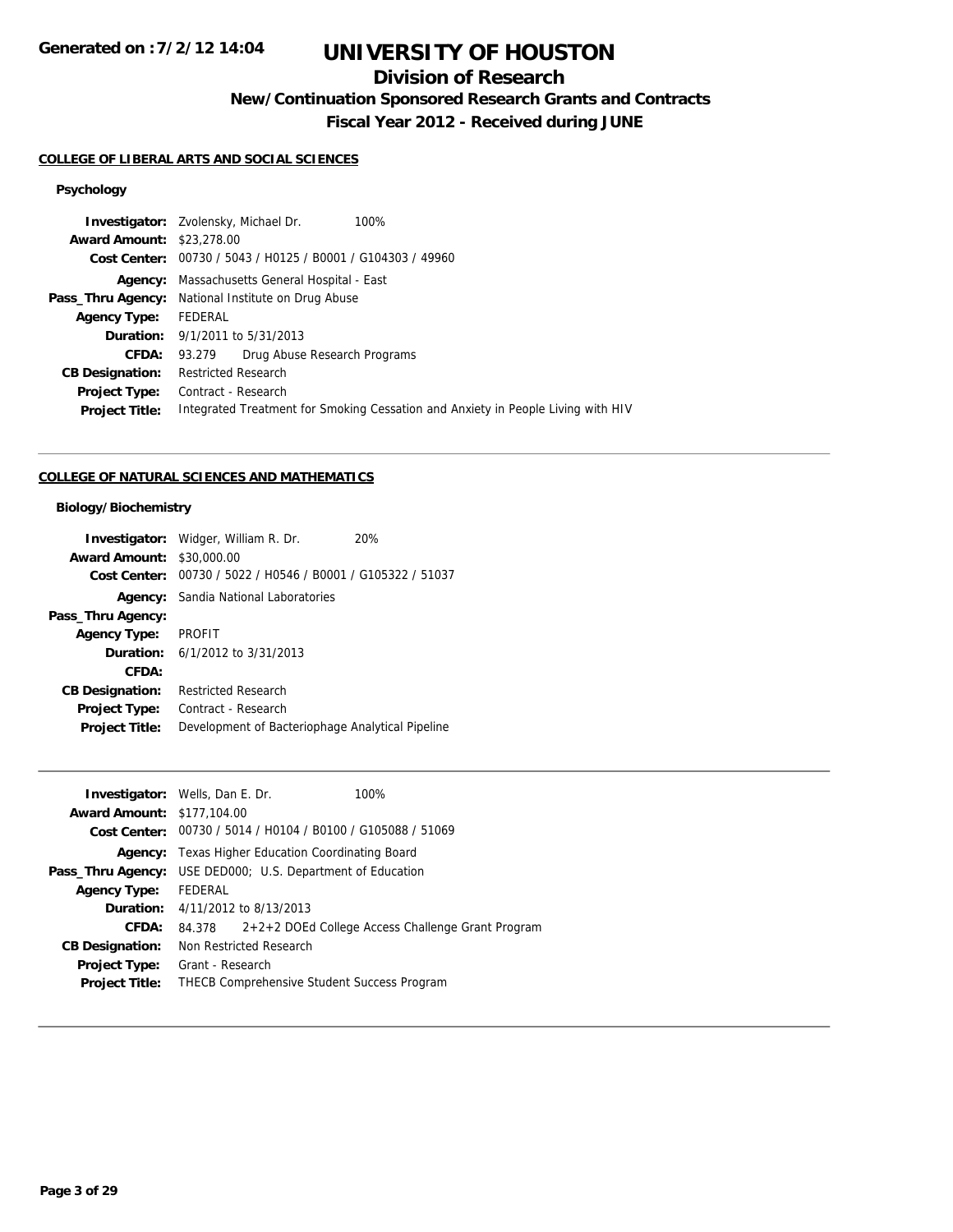# UNIVERSITY OF HOUSTON

## Division of Research

### New/Continuation Sponsored Research Grants and Contracts

### Fiscal Year 2012 - Received during JUNE

**COLLEGE OF LIBERAL ARTS AND SOCIAL SCIENCES**

**Psychology**

| | |
|---|---|
| **Investigator:** | Zvolensky, Michael Dr. 100% |
| **Award Amount:** | $23,278.00 |
| **Cost Center:** | 00730 / 5043 / H0125 / B0001 / G104303 / 49960 |
| **Agency:** | Massachusetts General Hospital - East |
| **Pass_Thru Agency:** | National Institute on Drug Abuse |
| **Agency Type:** | FEDERAL |
| **Duration:** | 9/1/2011 to 5/31/2013 |
| **CFDA:** | 93.279 Drug Abuse Research Programs |
| **CB Designation:** | Restricted Research |
| **Project Type:** | Contract - Research |
| **Project Title:** | Integrated Treatment for Smoking Cessation and Anxiety in People Living with HIV |

---

**COLLEGE OF NATURAL SCIENCES AND MATHEMATICS**

**Biology/Biochemistry**

| | |
|---|---|
| **Investigator:** | Widger, William R. Dr. 20% |
| **Award Amount:** | $30,000.00 |
| **Cost Center:** | 00730 / 5022 / H0546 / B0001 / G105322 / 51037 |
| **Agency:** | Sandia National Laboratories |
| **Pass_Thru Agency:** | |
| **Agency Type:** | PROFIT |
| **Duration:** | 6/1/2012 to 3/31/2013 |
| **CFDA:** | |
| **CB Designation:** | Restricted Research |
| **Project Type:** | Contract - Research |
| **Project Title:** | Development of Bacteriophage Analytical Pipeline |

---

| | |
|---|---|
| **Investigator:** | Wells, Dan E. Dr. 100% |
| **Award Amount:** | $177,104.00 |
| **Cost Center:** | 00730 / 5014 / H0104 / B0100 / G105088 / 51069 |
| **Agency:** | Texas Higher Education Coordinating Board |
| **Pass_Thru Agency:** | USE DED000; U.S. Department of Education |
| **Agency Type:** | FEDERAL |
| **Duration:** | 4/11/2012 to 8/13/2013 |
| **CFDA:** | 84.378 2+2+2 DOEd College Access Challenge Grant Program |
| **CB Designation:** | Non Restricted Research |
| **Project Type:** | Grant - Research |
| **Project Title:** | THECB Comprehensive Student Success Program |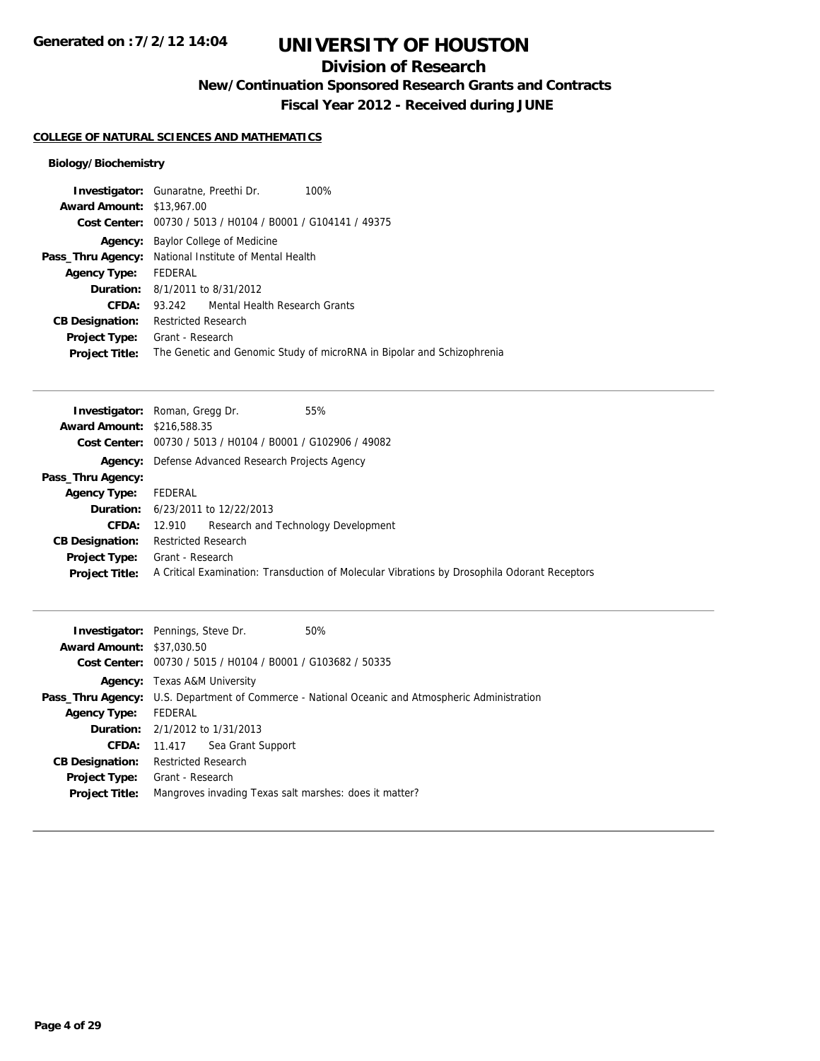# UNIVERSITY OF HOUSTON

## Division of Research

### New/Continuation Sponsored Research Grants and Contracts

### Fiscal Year 2012 - Received during JUNE

Generated on : 7/2/12 14:04

**COLLEGE OF NATURAL SCIENCES AND MATHEMATICS**

**Biology/Biochemistry**

**Investigator:** Gunaratne, Preethi Dr. 100%
**Award Amount:** $13,967.00
**Cost Center:** 00730 / 5013 / H0104 / B0001 / G104141 / 49375
**Agency:** Baylor College of Medicine
**Pass_Thru Agency:** National Institute of Mental Health
**Agency Type:** FEDERAL
**Duration:** 8/1/2011 to 8/31/2012
**CFDA:** 93.242 Mental Health Research Grants
**CB Designation:** Restricted Research
**Project Type:** Grant - Research
**Project Title:** The Genetic and Genomic Study of microRNA in Bipolar and Schizophrenia

---

**Investigator:** Roman, Gregg Dr. 55%
**Award Amount:** $216,588.35
**Cost Center:** 00730 / 5013 / H0104 / B0001 / G102906 / 49082
**Agency:** Defense Advanced Research Projects Agency
**Pass_Thru Agency:**
**Agency Type:** FEDERAL
**Duration:** 6/23/2011 to 12/22/2013
**CFDA:** 12.910 Research and Technology Development
**CB Designation:** Restricted Research
**Project Type:** Grant - Research
**Project Title:** A Critical Examination: Transduction of Molecular Vibrations by Drosophila Odorant Receptors

---

**Investigator:** Pennings, Steve Dr. 50%
**Award Amount:** $37,030.50
**Cost Center:** 00730 / 5015 / H0104 / B0001 / G103682 / 50335
**Agency:** Texas A&M University
**Pass_Thru Agency:** U.S. Department of Commerce - National Oceanic and Atmospheric Administration
**Agency Type:** FEDERAL
**Duration:** 2/1/2012 to 1/31/2013
**CFDA:** 11.417 Sea Grant Support
**CB Designation:** Restricted Research
**Project Type:** Grant - Research
**Project Title:** Mangroves invading Texas salt marshes: does it matter?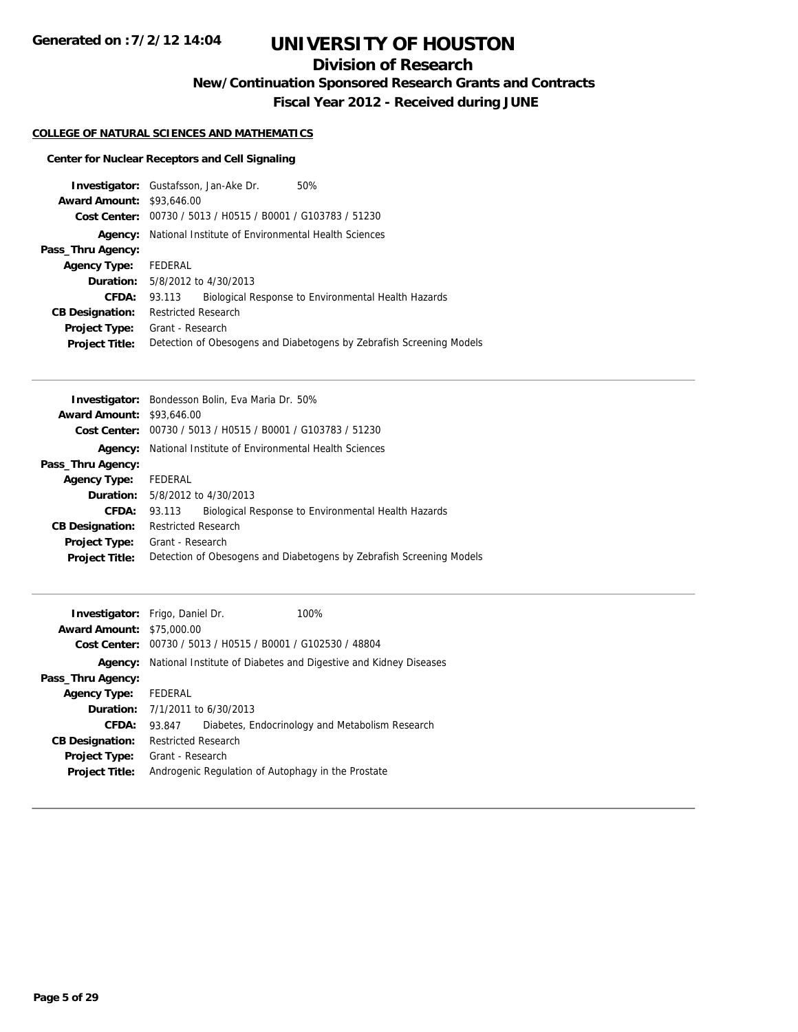# UNIVERSITY OF HOUSTON

## Division of Research

### New/Continuation Sponsored Research Grants and Contracts

### Fiscal Year 2012 - Received during JUNE

**COLLEGE OF NATURAL SCIENCES AND MATHEMATICS**

**Center for Nuclear Receptors and Cell Signaling**

| | |
|---|---|
| **Investigator:** | Gustafsson, Jan-Ake Dr. 50% |
| **Award Amount:** | $93,646.00 |
| **Cost Center:** | 00730 / 5013 / H0515 / B0001 / G103783 / 51230 |
| **Agency:** | National Institute of Environmental Health Sciences |
| **Pass_Thru Agency:** | |
| **Agency Type:** | FEDERAL |
| **Duration:** | 5/8/2012 to 4/30/2013 |
| **CFDA:** | 93.113 Biological Response to Environmental Health Hazards |
| **CB Designation:** | Restricted Research |
| **Project Type:** | Grant - Research |
| **Project Title:** | Detection of Obesogens and Diabetogens by Zebrafish Screening Models |

---

| | |
|---|---|
| **Investigator:** | Bondesson Bolin, Eva Maria Dr. 50% |
| **Award Amount:** | $93,646.00 |
| **Cost Center:** | 00730 / 5013 / H0515 / B0001 / G103783 / 51230 |
| **Agency:** | National Institute of Environmental Health Sciences |
| **Pass_Thru Agency:** | |
| **Agency Type:** | FEDERAL |
| **Duration:** | 5/8/2012 to 4/30/2013 |
| **CFDA:** | 93.113 Biological Response to Environmental Health Hazards |
| **CB Designation:** | Restricted Research |
| **Project Type:** | Grant - Research |
| **Project Title:** | Detection of Obesogens and Diabetogens by Zebrafish Screening Models |

---

| | |
|---|---|
| **Investigator:** | Frigo, Daniel Dr. 100% |
| **Award Amount:** | $75,000.00 |
| **Cost Center:** | 00730 / 5013 / H0515 / B0001 / G102530 / 48804 |
| **Agency:** | National Institute of Diabetes and Digestive and Kidney Diseases |
| **Pass_Thru Agency:** | |
| **Agency Type:** | FEDERAL |
| **Duration:** | 7/1/2011 to 6/30/2013 |
| **CFDA:** | 93.847 Diabetes, Endocrinology and Metabolism Research |
| **CB Designation:** | Restricted Research |
| **Project Type:** | Grant - Research |
| **Project Title:** | Androgenic Regulation of Autophagy in the Prostate |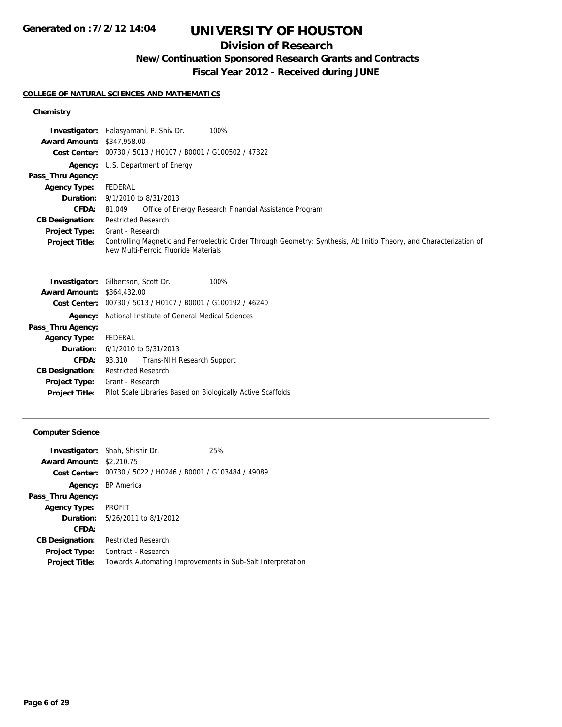# UNIVERSITY OF HOUSTON

## Division of Research

### New/Continuation Sponsored Research Grants and Contracts

### Fiscal Year 2012 - Received during JUNE

**COLLEGE OF NATURAL SCIENCES AND MATHEMATICS**

#### Chemistry

**Investigator:** Halasyamani, P. Shiv Dr. 100%
**Award Amount:** $347,958.00
**Cost Center:** 00730 / 5013 / H0107 / B0001 / G100502 / 47322
**Agency:** U.S. Department of Energy
**Pass_Thru Agency:**
**Agency Type:** FEDERAL
**Duration:** 9/1/2010 to 8/31/2013
**CFDA:** 81.049 Office of Energy Research Financial Assistance Program
**CB Designation:** Restricted Research
**Project Type:** Grant - Research
**Project Title:** Controlling Magnetic and Ferroelectric Order Through Geometry: Synthesis, Ab Initio Theory, and Characterization of New Multi-Ferroic Fluoride Materials

---

**Investigator:** Gilbertson, Scott Dr. 100%
**Award Amount:** $364,432.00
**Cost Center:** 00730 / 5013 / H0107 / B0001 / G100192 / 46240
**Agency:** National Institute of General Medical Sciences
**Pass_Thru Agency:**
**Agency Type:** FEDERAL
**Duration:** 6/1/2010 to 5/31/2013
**CFDA:** 93.310 Trans-NIH Research Support
**CB Designation:** Restricted Research
**Project Type:** Grant - Research
**Project Title:** Pilot Scale Libraries Based on Biologically Active Scaffolds

---

#### Computer Science

**Investigator:** Shah, Shishir Dr. 25%
**Award Amount:** $2,210.75
**Cost Center:** 00730 / 5022 / H0246 / B0001 / G103484 / 49089
**Agency:** BP America
**Pass_Thru Agency:**
**Agency Type:** PROFIT
**Duration:** 5/26/2011 to 8/1/2012
**CFDA:**
**CB Designation:** Restricted Research
**Project Type:** Contract - Research
**Project Title:** Towards Automating Improvements in Sub-Salt Interpretation

---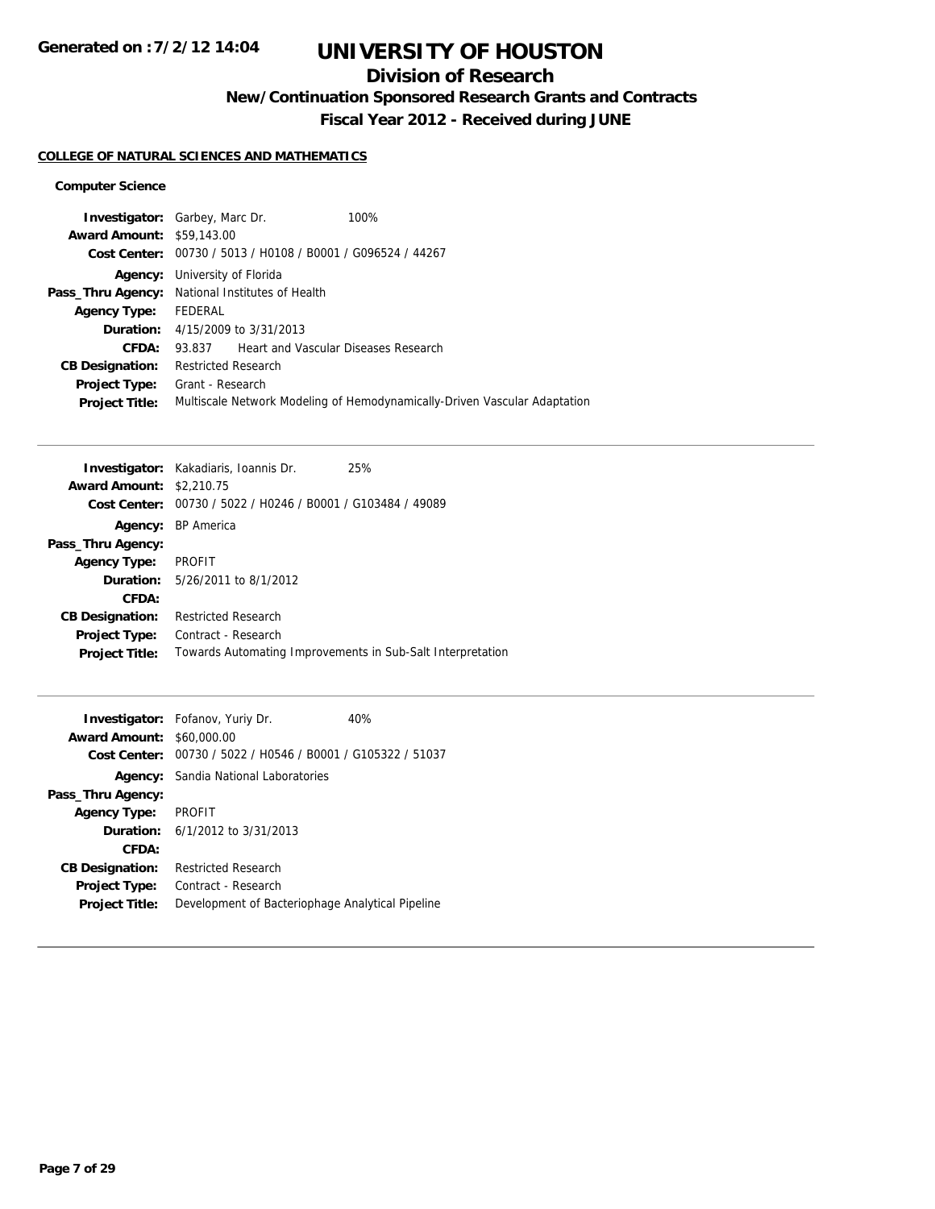# UNIVERSITY OF HOUSTON

## Division of Research

### New/Continuation Sponsored Research Grants and Contracts

### Fiscal Year 2012 - Received during JUNE

**COLLEGE OF NATURAL SCIENCES AND MATHEMATICS**

**Computer Science**

**Investigator:** Garbey, Marc Dr. 100%
**Award Amount:** $59,143.00
**Cost Center:** 00730 / 5013 / H0108 / B0001 / G096524 / 44267
**Agency:** University of Florida
**Pass_Thru Agency:** National Institutes of Health
**Agency Type:** FEDERAL
**Duration:** 4/15/2009 to 3/31/2013
**CFDA:** 93.837 Heart and Vascular Diseases Research
**CB Designation:** Restricted Research
**Project Type:** Grant - Research
**Project Title:** Multiscale Network Modeling of Hemodynamically-Driven Vascular Adaptation

---

**Investigator:** Kakadiaris, Ioannis Dr. 25%
**Award Amount:** $2,210.75
**Cost Center:** 00730 / 5022 / H0246 / B0001 / G103484 / 49089
**Agency:** BP America
**Pass_Thru Agency:**
**Agency Type:** PROFIT
**Duration:** 5/26/2011 to 8/1/2012
**CFDA:**
**CB Designation:** Restricted Research
**Project Type:** Contract - Research
**Project Title:** Towards Automating Improvements in Sub-Salt Interpretation

---

**Investigator:** Fofanov, Yuriy Dr. 40%
**Award Amount:** $60,000.00
**Cost Center:** 00730 / 5022 / H0546 / B0001 / G105322 / 51037
**Agency:** Sandia National Laboratories
**Pass_Thru Agency:**
**Agency Type:** PROFIT
**Duration:** 6/1/2012 to 3/31/2013
**CFDA:**
**CB Designation:** Restricted Research
**Project Type:** Contract - Research
**Project Title:** Development of Bacteriophage Analytical Pipeline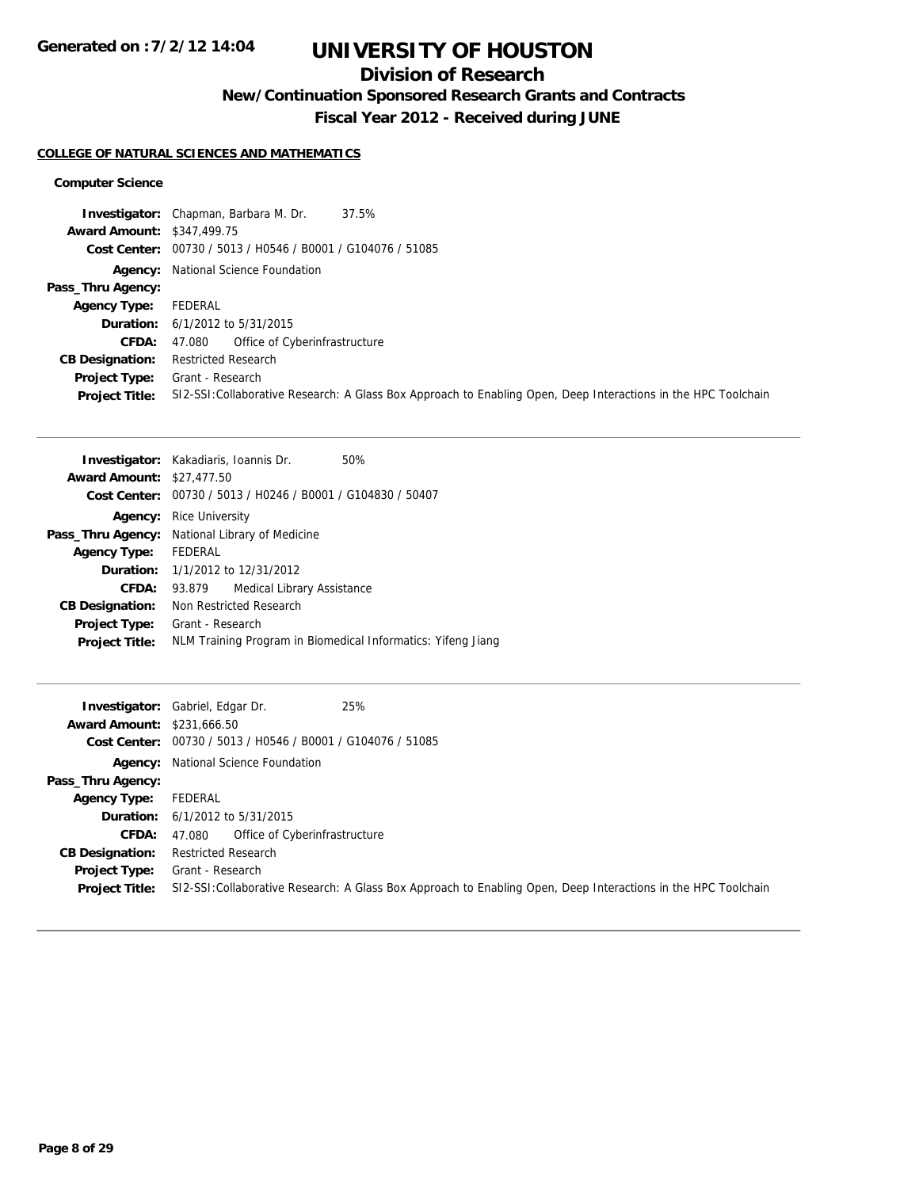**Generated on :7/2/12 14:04**

# UNIVERSITY OF HOUSTON

## Division of Research

### New/Continuation Sponsored Research Grants and Contracts

### Fiscal Year 2012 - Received during JUNE

**COLLEGE OF NATURAL SCIENCES AND MATHEMATICS**

**Computer Science**

| | |
|---|---|
| **Investigator:** | Chapman, Barbara M. Dr. 37.5% |
| **Award Amount:** | $347,499.75 |
| **Cost Center:** | 00730 / 5013 / H0546 / B0001 / G104076 / 51085 |
| **Agency:** | National Science Foundation |
| **Pass_Thru Agency:** | |
| **Agency Type:** | FEDERAL |
| **Duration:** | 6/1/2012 to 5/31/2015 |
| **CFDA:** | 47.080 Office of Cyberinfrastructure |
| **CB Designation:** | Restricted Research |
| **Project Type:** | Grant - Research |
| **Project Title:** | SI2-SSI:Collaborative Research: A Glass Box Approach to Enabling Open, Deep Interactions in the HPC Toolchain |

---

| | |
|---|---|
| **Investigator:** | Kakadiaris, Ioannis Dr. 50% |
| **Award Amount:** | $27,477.50 |
| **Cost Center:** | 00730 / 5013 / H0246 / B0001 / G104830 / 50407 |
| **Agency:** | Rice University |
| **Pass_Thru Agency:** | National Library of Medicine |
| **Agency Type:** | FEDERAL |
| **Duration:** | 1/1/2012 to 12/31/2012 |
| **CFDA:** | 93.879 Medical Library Assistance |
| **CB Designation:** | Non Restricted Research |
| **Project Type:** | Grant - Research |
| **Project Title:** | NLM Training Program in Biomedical Informatics: Yifeng Jiang |

---

| | |
|---|---|
| **Investigator:** | Gabriel, Edgar Dr. 25% |
| **Award Amount:** | $231,666.50 |
| **Cost Center:** | 00730 / 5013 / H0546 / B0001 / G104076 / 51085 |
| **Agency:** | National Science Foundation |
| **Pass_Thru Agency:** | |
| **Agency Type:** | FEDERAL |
| **Duration:** | 6/1/2012 to 5/31/2015 |
| **CFDA:** | 47.080 Office of Cyberinfrastructure |
| **CB Designation:** | Restricted Research |
| **Project Type:** | Grant - Research |
| **Project Title:** | SI2-SSI:Collaborative Research: A Glass Box Approach to Enabling Open, Deep Interactions in the HPC Toolchain |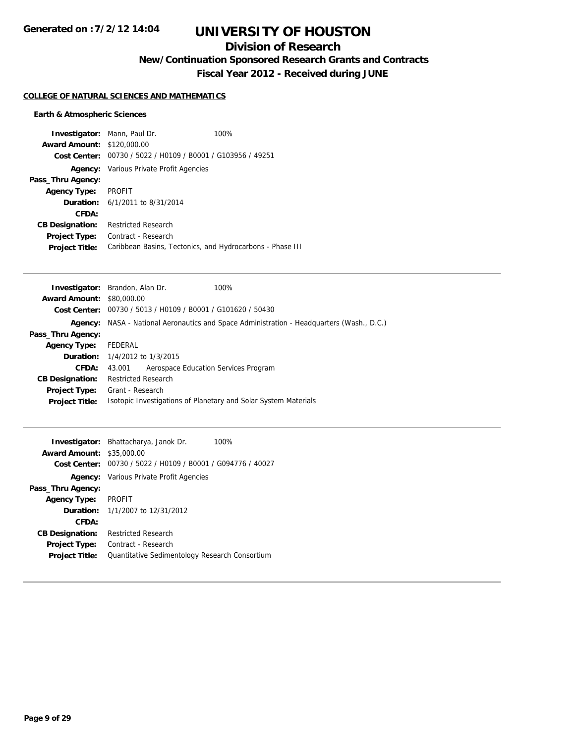# UNIVERSITY OF HOUSTON

## Division of Research

### New/Continuation Sponsored Research Grants and Contracts

### Fiscal Year 2012 - Received during JUNE

**COLLEGE OF NATURAL SCIENCES AND MATHEMATICS**

**Earth & Atmospheric Sciences**

**Investigator:** Mann, Paul Dr. 100%
**Award Amount:** $120,000.00
**Cost Center:** 00730 / 5022 / H0109 / B0001 / G103956 / 49251
**Agency:** Various Private Profit Agencies
**Pass_Thru Agency:**
**Agency Type:** PROFIT
**Duration:** 6/1/2011 to 8/31/2014
**CFDA:**
**CB Designation:** Restricted Research
**Project Type:** Contract - Research
**Project Title:** Caribbean Basins, Tectonics, and Hydrocarbons - Phase III

---

**Investigator:** Brandon, Alan Dr. 100%
**Award Amount:** $80,000.00
**Cost Center:** 00730 / 5013 / H0109 / B0001 / G101620 / 50430
**Agency:** NASA - National Aeronautics and Space Administration - Headquarters (Wash., D.C.)
**Pass_Thru Agency:**
**Agency Type:** FEDERAL
**Duration:** 1/4/2012 to 1/3/2015
**CFDA:** 43.001 Aerospace Education Services Program
**CB Designation:** Restricted Research
**Project Type:** Grant - Research
**Project Title:** Isotopic Investigations of Planetary and Solar System Materials

---

**Investigator:** Bhattacharya, Janok Dr. 100%
**Award Amount:** $35,000.00
**Cost Center:** 00730 / 5022 / H0109 / B0001 / G094776 / 40027
**Agency:** Various Private Profit Agencies
**Pass_Thru Agency:**
**Agency Type:** PROFIT
**Duration:** 1/1/2007 to 12/31/2012
**CFDA:**
**CB Designation:** Restricted Research
**Project Type:** Contract - Research
**Project Title:** Quantitative Sedimentology Research Consortium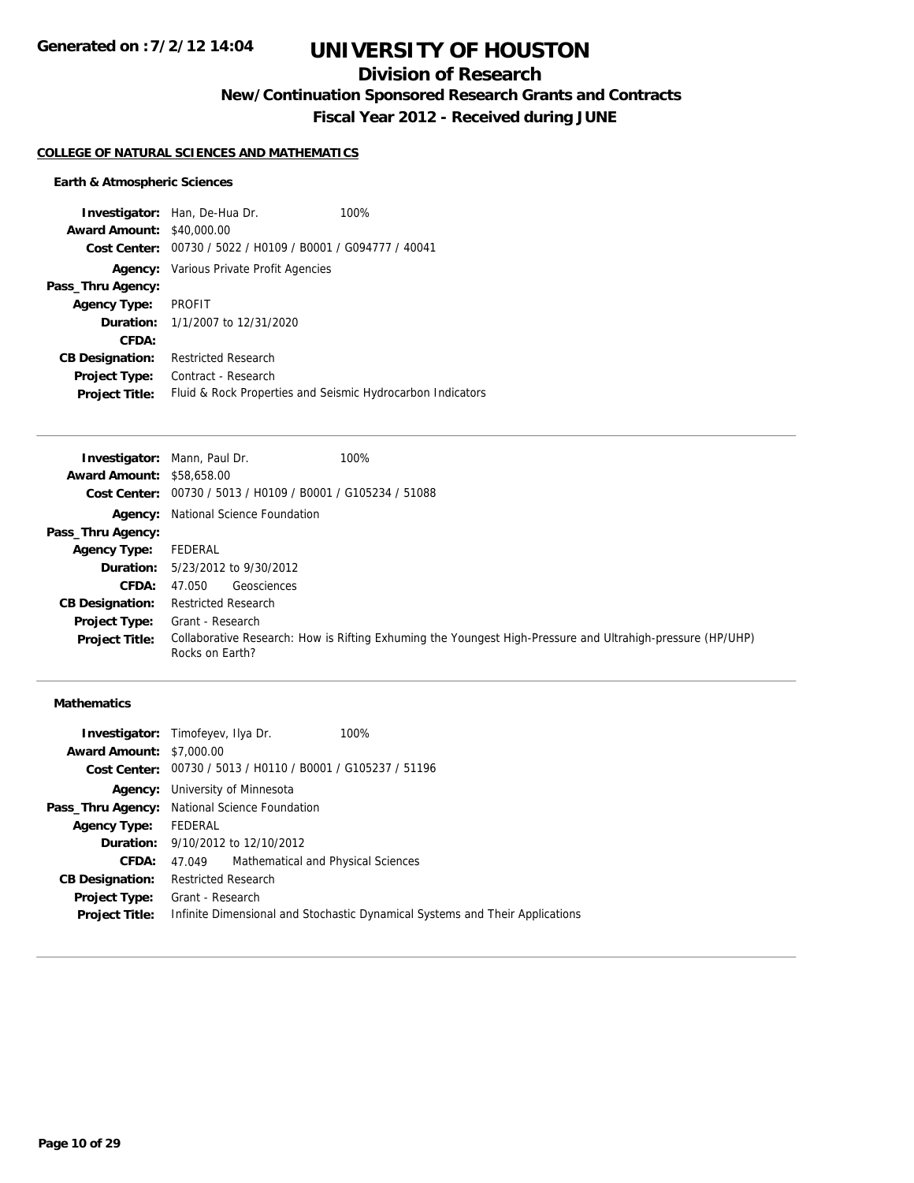# UNIVERSITY OF HOUSTON

## Division of Research

### New/Continuation Sponsored Research Grants and Contracts

### Fiscal Year 2012 - Received during JUNE

**Generated on :7/2/12 14:04**

**COLLEGE OF NATURAL SCIENCES AND MATHEMATICS**

**Earth & Atmospheric Sciences**

**Investigator:** Han, De-Hua Dr. 100%
**Award Amount:** $40,000.00
**Cost Center:** 00730 / 5022 / H0109 / B0001 / G094777 / 40041
**Agency:** Various Private Profit Agencies
**Pass_Thru Agency:**
**Agency Type:** PROFIT
**Duration:** 1/1/2007 to 12/31/2020
**CFDA:**
**CB Designation:** Restricted Research
**Project Type:** Contract - Research
**Project Title:** Fluid & Rock Properties and Seismic Hydrocarbon Indicators

---

**Investigator:** Mann, Paul Dr. 100%
**Award Amount:** $58,658.00
**Cost Center:** 00730 / 5013 / H0109 / B0001 / G105234 / 51088
**Agency:** National Science Foundation
**Pass_Thru Agency:**
**Agency Type:** FEDERAL
**Duration:** 5/23/2012 to 9/30/2012
**CFDA:** 47.050 Geosciences
**CB Designation:** Restricted Research
**Project Type:** Grant - Research
**Project Title:** Collaborative Research: How is Rifting Exhuming the Youngest High-Pressure and Ultrahigh-pressure (HP/UHP) Rocks on Earth?

---

**Mathematics**

**Investigator:** Timofeyev, Ilya Dr. 100%
**Award Amount:** $7,000.00
**Cost Center:** 00730 / 5013 / H0110 / B0001 / G105237 / 51196
**Agency:** University of Minnesota
**Pass_Thru Agency:** National Science Foundation
**Agency Type:** FEDERAL
**Duration:** 9/10/2012 to 12/10/2012
**CFDA:** 47.049 Mathematical and Physical Sciences
**CB Designation:** Restricted Research
**Project Type:** Grant - Research
**Project Title:** Infinite Dimensional and Stochastic Dynamical Systems and Their Applications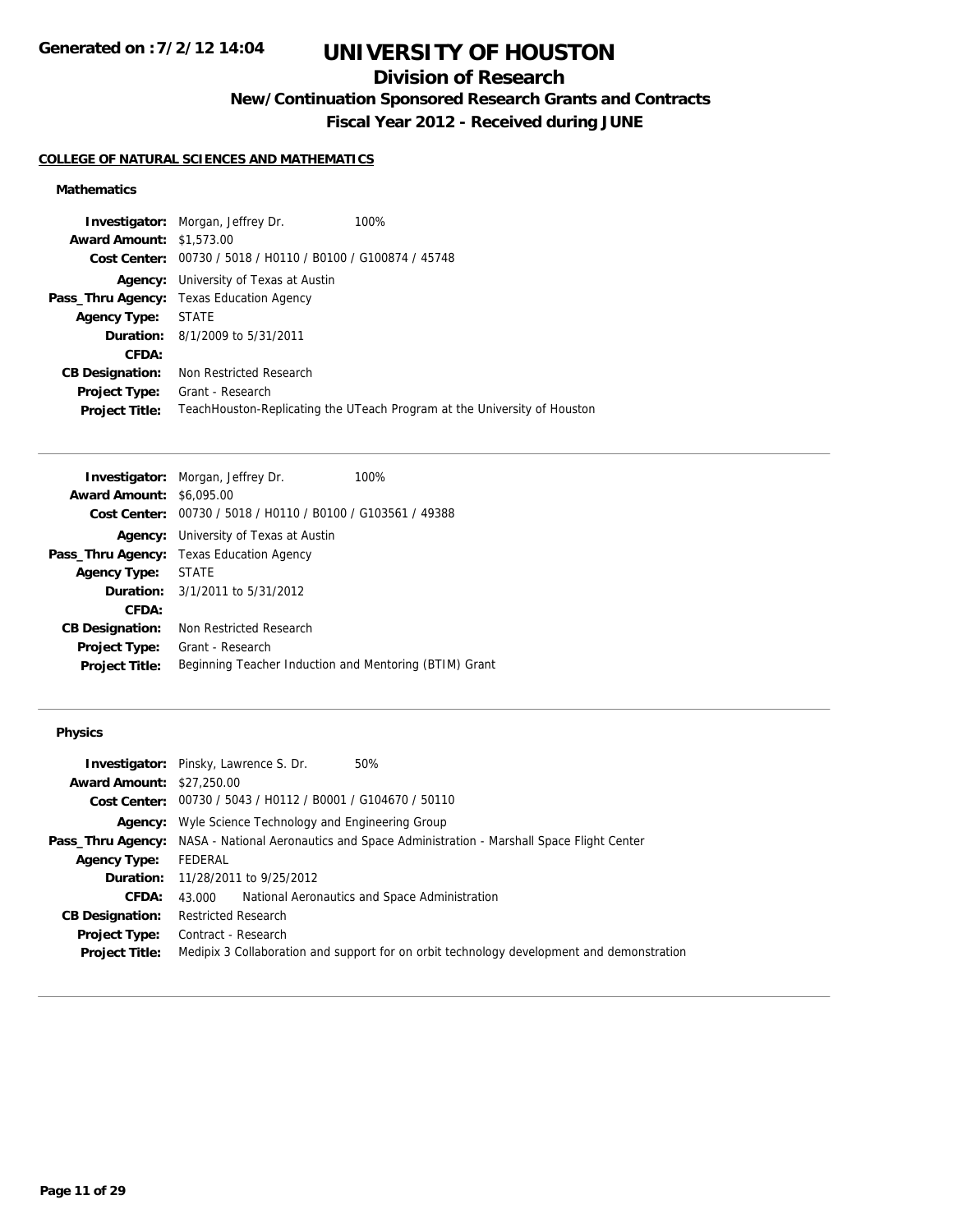**Generated on :7/2/12 14:04**

# UNIVERSITY OF HOUSTON

## Division of Research

### New/Continuation Sponsored Research Grants and Contracts

### Fiscal Year 2012 - Received during JUNE

**COLLEGE OF NATURAL SCIENCES AND MATHEMATICS**

#### Mathematics

**Investigator:** Morgan, Jeffrey Dr. 100%
**Award Amount:** $1,573.00
**Cost Center:** 00730 / 5018 / H0110 / B0100 / G100874 / 45748
**Agency:** University of Texas at Austin
**Pass_Thru Agency:** Texas Education Agency
**Agency Type:** STATE
**Duration:** 8/1/2009 to 5/31/2011
**CFDA:**
**CB Designation:** Non Restricted Research
**Project Type:** Grant - Research
**Project Title:** TeachHouston-Replicating the UTeach Program at the University of Houston

---

**Investigator:** Morgan, Jeffrey Dr. 100%
**Award Amount:** $6,095.00
**Cost Center:** 00730 / 5018 / H0110 / B0100 / G103561 / 49388
**Agency:** University of Texas at Austin
**Pass_Thru Agency:** Texas Education Agency
**Agency Type:** STATE
**Duration:** 3/1/2011 to 5/31/2012
**CFDA:**
**CB Designation:** Non Restricted Research
**Project Type:** Grant - Research
**Project Title:** Beginning Teacher Induction and Mentoring (BTIM) Grant

---

#### Physics

**Investigator:** Pinsky, Lawrence S. Dr. 50%
**Award Amount:** $27,250.00
**Cost Center:** 00730 / 5043 / H0112 / B0001 / G104670 / 50110
**Agency:** Wyle Science Technology and Engineering Group
**Pass_Thru Agency:** NASA - National Aeronautics and Space Administration - Marshall Space Flight Center
**Agency Type:** FEDERAL
**Duration:** 11/28/2011 to 9/25/2012
**CFDA:** 43.000 National Aeronautics and Space Administration
**CB Designation:** Restricted Research
**Project Type:** Contract - Research
**Project Title:** Medipix 3 Collaboration and support for on orbit technology development and demonstration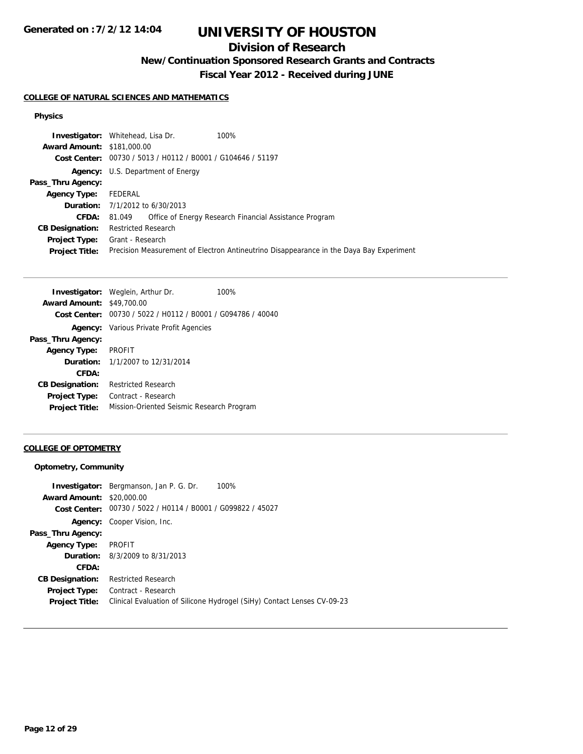## COLLEGE OF NATURAL SCIENCES AND MATHEMATICS

### Physics

**Investigator:** Whitehead, Lisa Dr. 100%
**Award Amount:** $181,000.00
**Cost Center:** 00730 / 5013 / H0112 / B0001 / G104646 / 51197
**Agency:** U.S. Department of Energy
**Pass_Thru Agency:**
**Agency Type:** FEDERAL
**Duration:** 7/1/2012 to 6/30/2013
**CFDA:** 81.049 Office of Energy Research Financial Assistance Program
**CB Designation:** Restricted Research
**Project Type:** Grant - Research
**Project Title:** Precision Measurement of Electron Antineutrino Disappearance in the Daya Bay Experiment

---

**Investigator:** Weglein, Arthur Dr. 100%
**Award Amount:** $49,700.00
**Cost Center:** 00730 / 5022 / H0112 / B0001 / G094786 / 40040
**Agency:** Various Private Profit Agencies
**Pass_Thru Agency:**
**Agency Type:** PROFIT
**Duration:** 1/1/2007 to 12/31/2014
**CFDA:**
**CB Designation:** Restricted Research
**Project Type:** Contract - Research
**Project Title:** Mission-Oriented Seismic Research Program

---

## COLLEGE OF OPTOMETRY

### Optometry, Community

**Investigator:** Bergmanson, Jan P. G. Dr. 100%
**Award Amount:** $20,000.00
**Cost Center:** 00730 / 5022 / H0114 / B0001 / G099822 / 45027
**Agency:** Cooper Vision, Inc.
**Pass_Thru Agency:**
**Agency Type:** PROFIT
**Duration:** 8/3/2009 to 8/31/2013
**CFDA:**
**CB Designation:** Restricted Research
**Project Type:** Contract - Research
**Project Title:** Clinical Evaluation of Silicone Hydrogel (SiHy) Contact Lenses CV-09-23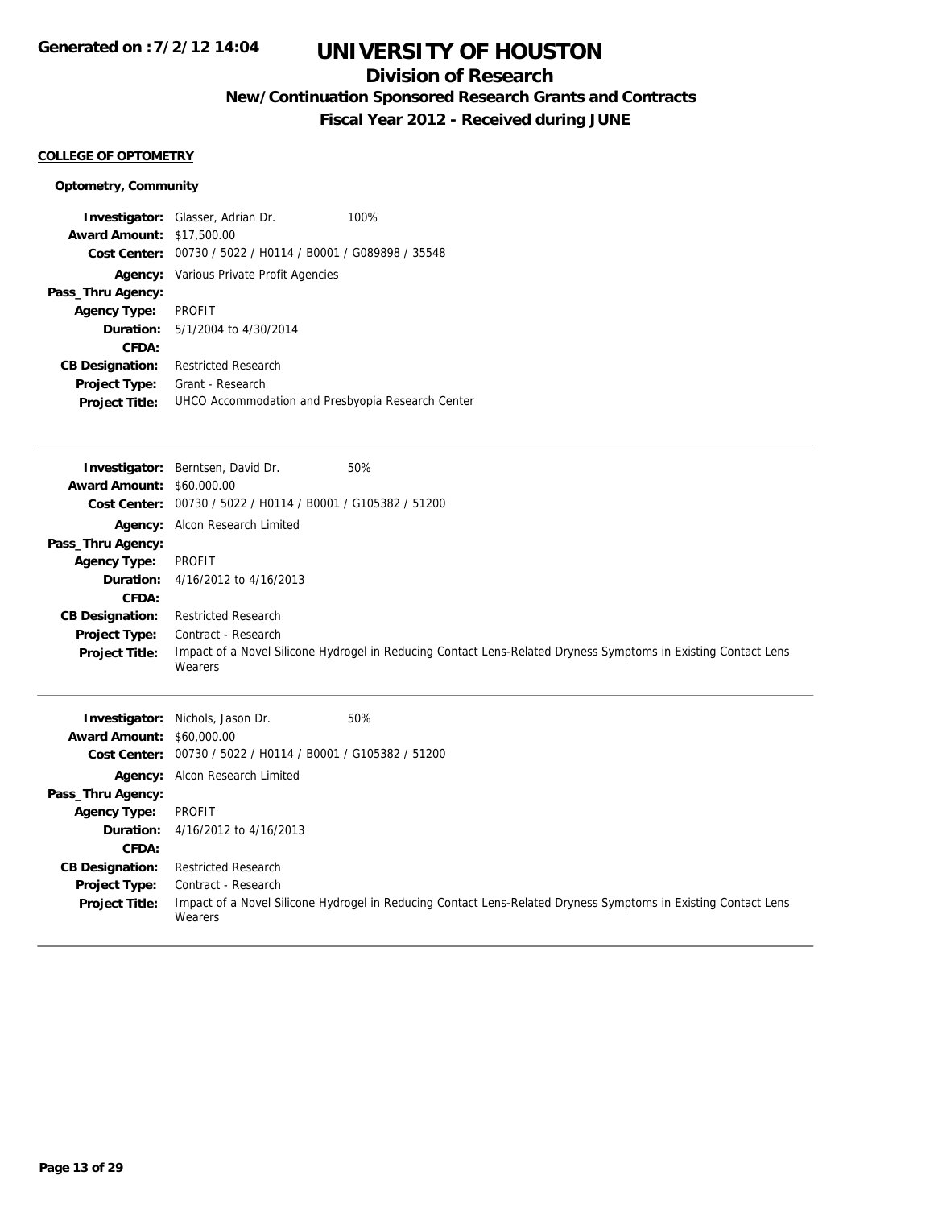# UNIVERSITY OF HOUSTON

## Division of Research

### New/Continuation Sponsored Research Grants and Contracts

### Fiscal Year 2012 - Received during JUNE

**COLLEGE OF OPTOMETRY**

**Optometry, Community**

**Investigator:** Glasser, Adrian Dr. 100%
**Award Amount:** $17,500.00
**Cost Center:** 00730 / 5022 / H0114 / B0001 / G089898 / 35548
**Agency:** Various Private Profit Agencies
**Pass_Thru Agency:**
**Agency Type:** PROFIT
**Duration:** 5/1/2004 to 4/30/2014
**CFDA:**
**CB Designation:** Restricted Research
**Project Type:** Grant - Research
**Project Title:** UHCO Accommodation and Presbyopia Research Center

---

**Investigator:** Berntsen, David Dr. 50%
**Award Amount:** $60,000.00
**Cost Center:** 00730 / 5022 / H0114 / B0001 / G105382 / 51200
**Agency:** Alcon Research Limited
**Pass_Thru Agency:**
**Agency Type:** PROFIT
**Duration:** 4/16/2012 to 4/16/2013
**CFDA:**
**CB Designation:** Restricted Research
**Project Type:** Contract - Research
**Project Title:** Impact of a Novel Silicone Hydrogel in Reducing Contact Lens-Related Dryness Symptoms in Existing Contact Lens Wearers

---

**Investigator:** Nichols, Jason Dr. 50%
**Award Amount:** $60,000.00
**Cost Center:** 00730 / 5022 / H0114 / B0001 / G105382 / 51200
**Agency:** Alcon Research Limited
**Pass_Thru Agency:**
**Agency Type:** PROFIT
**Duration:** 4/16/2012 to 4/16/2013
**CFDA:**
**CB Designation:** Restricted Research
**Project Type:** Contract - Research
**Project Title:** Impact of a Novel Silicone Hydrogel in Reducing Contact Lens-Related Dryness Symptoms in Existing Contact Lens Wearers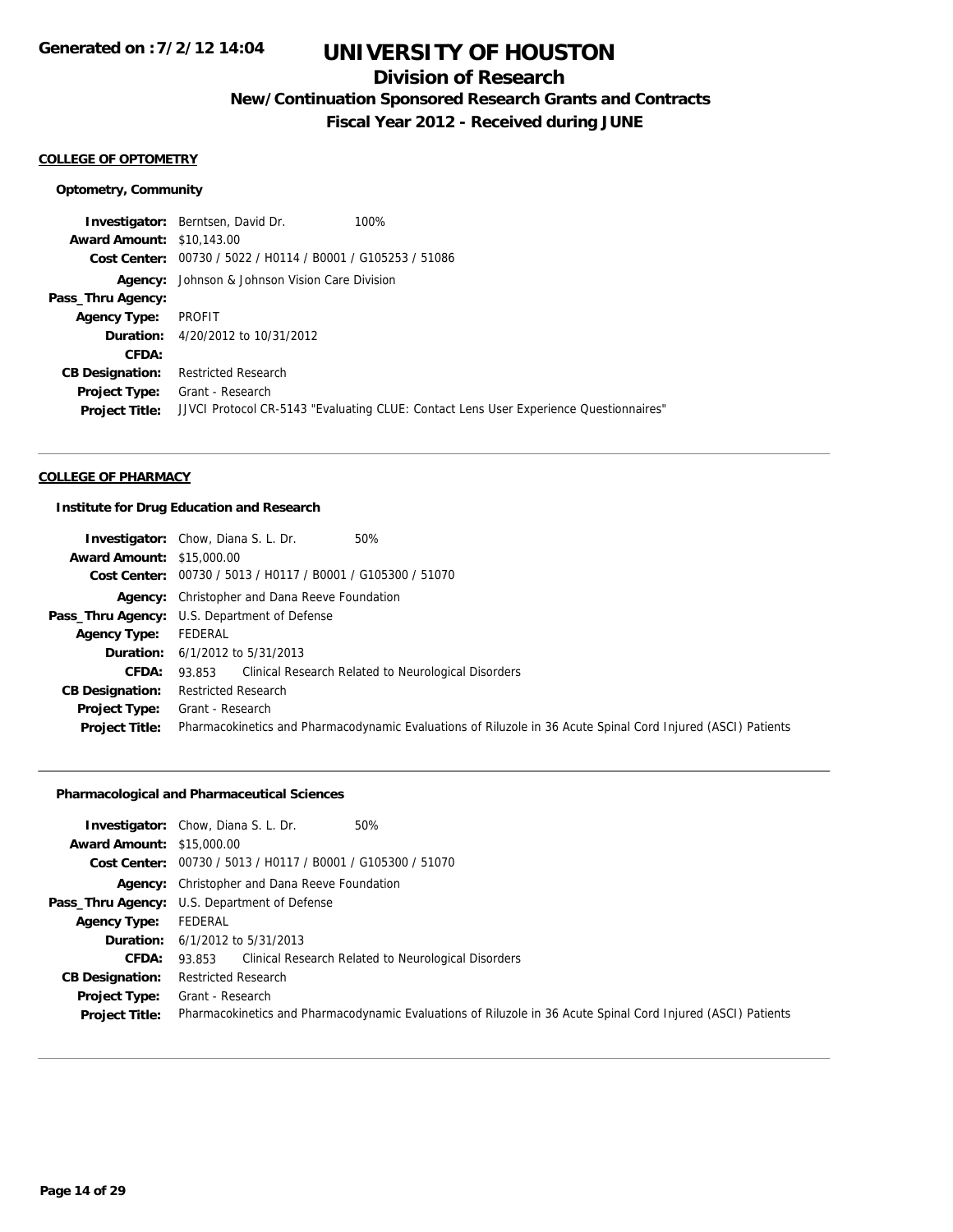# UNIVERSITY OF HOUSTON

## Division of Research

### New/Continuation Sponsored Research Grants and Contracts

### Fiscal Year 2012 - Received during JUNE

Generated on :7/2/12 14:04

**COLLEGE OF OPTOMETRY**

**Optometry, Community**

**Investigator:** Berntsen, David Dr. 100%
**Award Amount:** $10,143.00
**Cost Center:** 00730 / 5022 / H0114 / B0001 / G105253 / 51086
**Agency:** Johnson & Johnson Vision Care Division
**Pass_Thru Agency:**
**Agency Type:** PROFIT
**Duration:** 4/20/2012 to 10/31/2012
**CFDA:**
**CB Designation:** Restricted Research
**Project Type:** Grant - Research
**Project Title:** JJVCI Protocol CR-5143 "Evaluating CLUE: Contact Lens User Experience Questionnaires"

---

**COLLEGE OF PHARMACY**

**Institute for Drug Education and Research**

**Investigator:** Chow, Diana S. L. Dr. 50%
**Award Amount:** $15,000.00
**Cost Center:** 00730 / 5013 / H0117 / B0001 / G105300 / 51070
**Agency:** Christopher and Dana Reeve Foundation
**Pass_Thru Agency:** U.S. Department of Defense
**Agency Type:** FEDERAL
**Duration:** 6/1/2012 to 5/31/2013
**CFDA:** 93.853 Clinical Research Related to Neurological Disorders
**CB Designation:** Restricted Research
**Project Type:** Grant - Research
**Project Title:** Pharmacokinetics and Pharmacodynamic Evaluations of Riluzole in 36 Acute Spinal Cord Injured (ASCI) Patients

---

**Pharmacological and Pharmaceutical Sciences**

**Investigator:** Chow, Diana S. L. Dr. 50%
**Award Amount:** $15,000.00
**Cost Center:** 00730 / 5013 / H0117 / B0001 / G105300 / 51070
**Agency:** Christopher and Dana Reeve Foundation
**Pass_Thru Agency:** U.S. Department of Defense
**Agency Type:** FEDERAL
**Duration:** 6/1/2012 to 5/31/2013
**CFDA:** 93.853 Clinical Research Related to Neurological Disorders
**CB Designation:** Restricted Research
**Project Type:** Grant - Research
**Project Title:** Pharmacokinetics and Pharmacodynamic Evaluations of Riluzole in 36 Acute Spinal Cord Injured (ASCI) Patients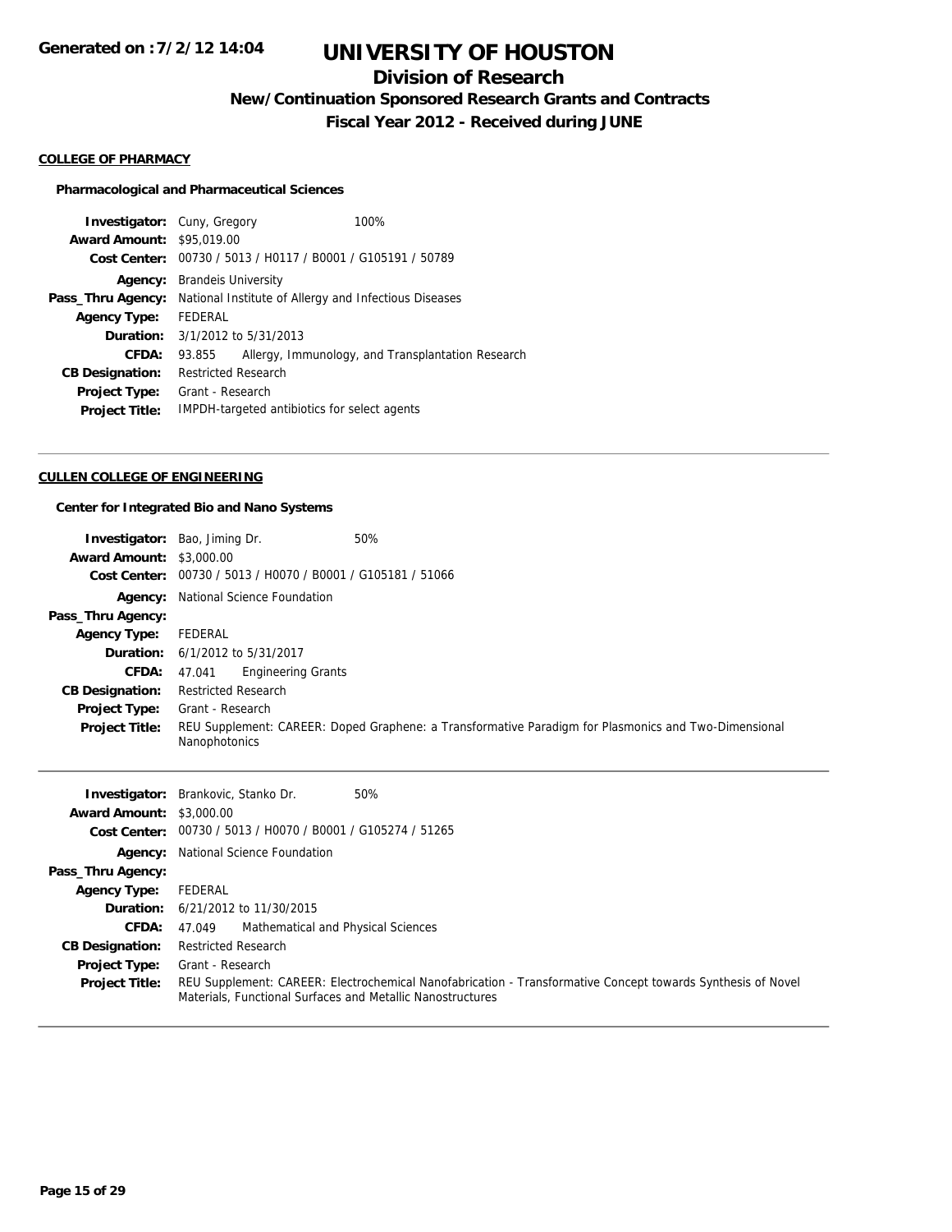# UNIVERSITY OF HOUSTON

## Division of Research

### New/Continuation Sponsored Research Grants and Contracts

### Fiscal Year 2012 - Received during JUNE

**COLLEGE OF PHARMACY**

**Pharmacological and Pharmaceutical Sciences**

| | | |
|---|---|---|
| **Investigator:** | Cuny, Gregory | 100% |
| **Award Amount:** | $95,019.00 | |
| **Cost Center:** | 00730 / 5013 / H0117 / B0001 / G105191 / 50789 | |
| **Agency:** | Brandeis University | |
| **Pass_Thru Agency:** | National Institute of Allergy and Infectious Diseases | |
| **Agency Type:** | FEDERAL | |
| **Duration:** | 3/1/2012 to 5/31/2013 | |
| **CFDA:** | 93.855 Allergy, Immunology, and Transplantation Research | |
| **CB Designation:** | Restricted Research | |
| **Project Type:** | Grant - Research | |
| **Project Title:** | IMPDH-targeted antibiotics for select agents | |

---

**CULLEN COLLEGE OF ENGINEERING**

**Center for Integrated Bio and Nano Systems**

| | | |
|---|---|---|
| **Investigator:** | Bao, Jiming Dr. | 50% |
| **Award Amount:** | $3,000.00 | |
| **Cost Center:** | 00730 / 5013 / H0070 / B0001 / G105181 / 51066 | |
| **Agency:** | National Science Foundation | |
| **Pass_Thru Agency:** | | |
| **Agency Type:** | FEDERAL | |
| **Duration:** | 6/1/2012 to 5/31/2017 | |
| **CFDA:** | 47.041 Engineering Grants | |
| **CB Designation:** | Restricted Research | |
| **Project Type:** | Grant - Research | |
| **Project Title:** | REU Supplement: CAREER: Doped Graphene: a Transformative Paradigm for Plasmonics and Two-Dimensional Nanophotonics | |

---

| | | |
|---|---|---|
| **Investigator:** | Brankovic, Stanko Dr. | 50% |
| **Award Amount:** | $3,000.00 | |
| **Cost Center:** | 00730 / 5013 / H0070 / B0001 / G105274 / 51265 | |
| **Agency:** | National Science Foundation | |
| **Pass_Thru Agency:** | | |
| **Agency Type:** | FEDERAL | |
| **Duration:** | 6/21/2012 to 11/30/2015 | |
| **CFDA:** | 47.049 Mathematical and Physical Sciences | |
| **CB Designation:** | Restricted Research | |
| **Project Type:** | Grant - Research | |
| **Project Title:** | REU Supplement: CAREER: Electrochemical Nanofabrication - Transformative Concept towards Synthesis of Novel Materials, Functional Surfaces and Metallic Nanostructures | |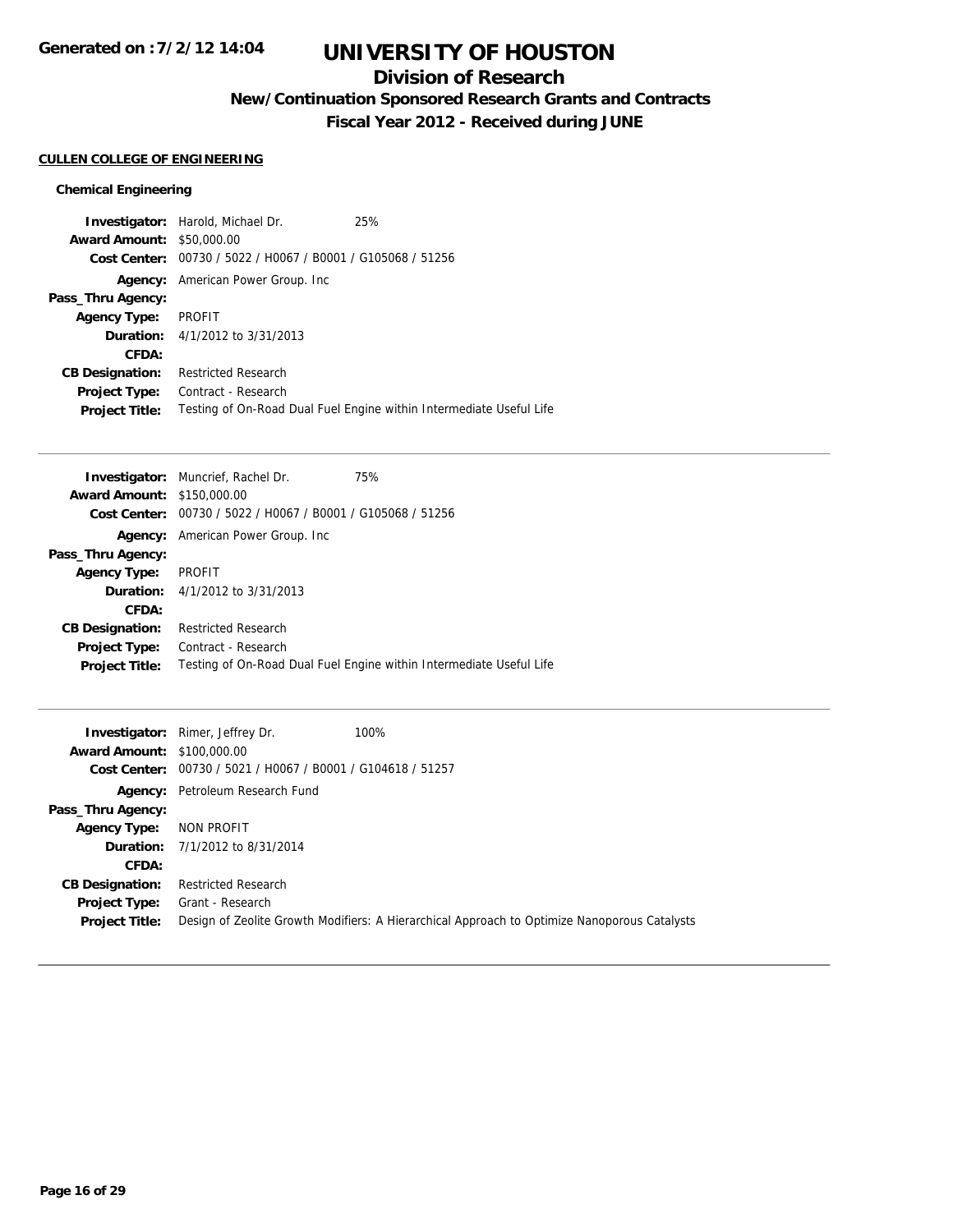# UNIVERSITY OF HOUSTON

## Division of Research

### New/Continuation Sponsored Research Grants and Contracts

### Fiscal Year 2012 - Received during JUNE

**Generated on : 7/2/12 14:04**

#### CULLEN COLLEGE OF ENGINEERING

##### Chemical Engineering

**Investigator:** Harold, Michael Dr. 25%
**Award Amount:** $50,000.00
**Cost Center:** 00730 / 5022 / H0067 / B0001 / G105068 / 51256
**Agency:** American Power Group. Inc
**Pass_Thru Agency:**
**Agency Type:** PROFIT
**Duration:** 4/1/2012 to 3/31/2013
**CFDA:**
**CB Designation:** Restricted Research
**Project Type:** Contract - Research
**Project Title:** Testing of On-Road Dual Fuel Engine within Intermediate Useful Life

---

**Investigator:** Muncrief, Rachel Dr. 75%
**Award Amount:** $150,000.00
**Cost Center:** 00730 / 5022 / H0067 / B0001 / G105068 / 51256
**Agency:** American Power Group. Inc
**Pass_Thru Agency:**
**Agency Type:** PROFIT
**Duration:** 4/1/2012 to 3/31/2013
**CFDA:**
**CB Designation:** Restricted Research
**Project Type:** Contract - Research
**Project Title:** Testing of On-Road Dual Fuel Engine within Intermediate Useful Life

---

**Investigator:** Rimer, Jeffrey Dr. 100%
**Award Amount:** $100,000.00
**Cost Center:** 00730 / 5021 / H0067 / B0001 / G104618 / 51257
**Agency:** Petroleum Research Fund
**Pass_Thru Agency:**
**Agency Type:** NON PROFIT
**Duration:** 7/1/2012 to 8/31/2014
**CFDA:**
**CB Designation:** Restricted Research
**Project Type:** Grant - Research
**Project Title:** Design of Zeolite Growth Modifiers: A Hierarchical Approach to Optimize Nanoporous Catalysts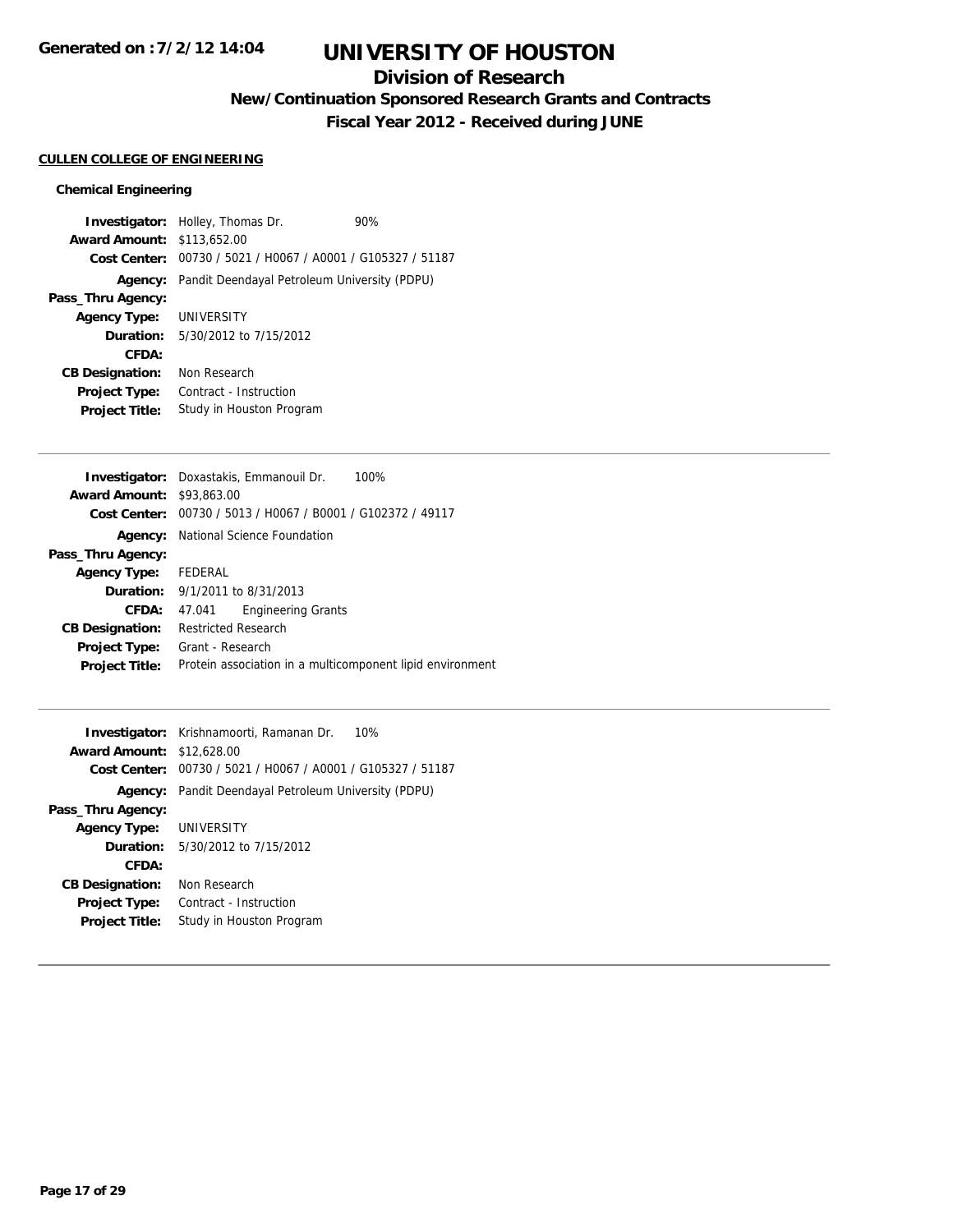# UNIVERSITY OF HOUSTON

## Division of Research

### New/Continuation Sponsored Research Grants and Contracts

### Fiscal Year 2012 - Received during JUNE

**CULLEN COLLEGE OF ENGINEERING**

**Chemical Engineering**

**Investigator:** Holley, Thomas Dr. 90%
**Award Amount:** $113,652.00
**Cost Center:** 00730 / 5021 / H0067 / A0001 / G105327 / 51187
**Agency:** Pandit Deendayal Petroleum University (PDPU)
**Pass_Thru Agency:**
**Agency Type:** UNIVERSITY
**Duration:** 5/30/2012 to 7/15/2012
**CFDA:**
**CB Designation:** Non Research
**Project Type:** Contract - Instruction
**Project Title:** Study in Houston Program

---

**Investigator:** Doxastakis, Emmanouil Dr. 100%
**Award Amount:** $93,863.00
**Cost Center:** 00730 / 5013 / H0067 / B0001 / G102372 / 49117
**Agency:** National Science Foundation
**Pass_Thru Agency:**
**Agency Type:** FEDERAL
**Duration:** 9/1/2011 to 8/31/2013
**CFDA:** 47.041 Engineering Grants
**CB Designation:** Restricted Research
**Project Type:** Grant - Research
**Project Title:** Protein association in a multicomponent lipid environment

---

**Investigator:** Krishnamoorti, Ramanan Dr. 10%
**Award Amount:** $12,628.00
**Cost Center:** 00730 / 5021 / H0067 / A0001 / G105327 / 51187
**Agency:** Pandit Deendayal Petroleum University (PDPU)
**Pass_Thru Agency:**
**Agency Type:** UNIVERSITY
**Duration:** 5/30/2012 to 7/15/2012
**CFDA:**
**CB Designation:** Non Research
**Project Type:** Contract - Instruction
**Project Title:** Study in Houston Program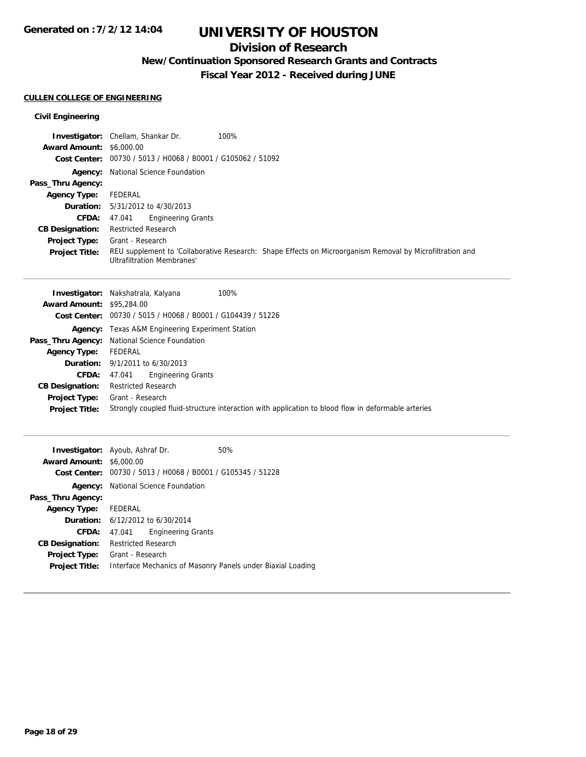# UNIVERSITY OF HOUSTON

## Division of Research

### New/Continuation Sponsored Research Grants and Contracts

### Fiscal Year 2012 - Received during JUNE

Generated on :7/2/12 14:04

**CULLEN COLLEGE OF ENGINEERING**

**Civil Engineering**

**Investigator:** Chellam, Shankar Dr. 100%
**Award Amount:** $6,000.00
**Cost Center:** 00730 / 5013 / H0068 / B0001 / G105062 / 51092
**Agency:** National Science Foundation
**Pass_Thru Agency:**
**Agency Type:** FEDERAL
**Duration:** 5/31/2012 to 4/30/2013
**CFDA:** 47.041 Engineering Grants
**CB Designation:** Restricted Research
**Project Type:** Grant - Research
**Project Title:** REU supplement to 'Collaborative Research: Shape Effects on Microorganism Removal by Microfiltration and Ultrafiltration Membranes'

---

**Investigator:** Nakshatrala, Kalyana 100%
**Award Amount:** $95,284.00
**Cost Center:** 00730 / 5015 / H0068 / B0001 / G104439 / 51226
**Agency:** Texas A&M Engineering Experiment Station
**Pass_Thru Agency:** National Science Foundation
**Agency Type:** FEDERAL
**Duration:** 9/1/2011 to 6/30/2013
**CFDA:** 47.041 Engineering Grants
**CB Designation:** Restricted Research
**Project Type:** Grant - Research
**Project Title:** Strongly coupled fluid-structure interaction with application to blood flow in deformable arteries

---

**Investigator:** Ayoub, Ashraf Dr. 50%
**Award Amount:** $6,000.00
**Cost Center:** 00730 / 5013 / H0068 / B0001 / G105345 / 51228
**Agency:** National Science Foundation
**Pass_Thru Agency:**
**Agency Type:** FEDERAL
**Duration:** 6/12/2012 to 6/30/2014
**CFDA:** 47.041 Engineering Grants
**CB Designation:** Restricted Research
**Project Type:** Grant - Research
**Project Title:** Interface Mechanics of Masonry Panels under Biaxial Loading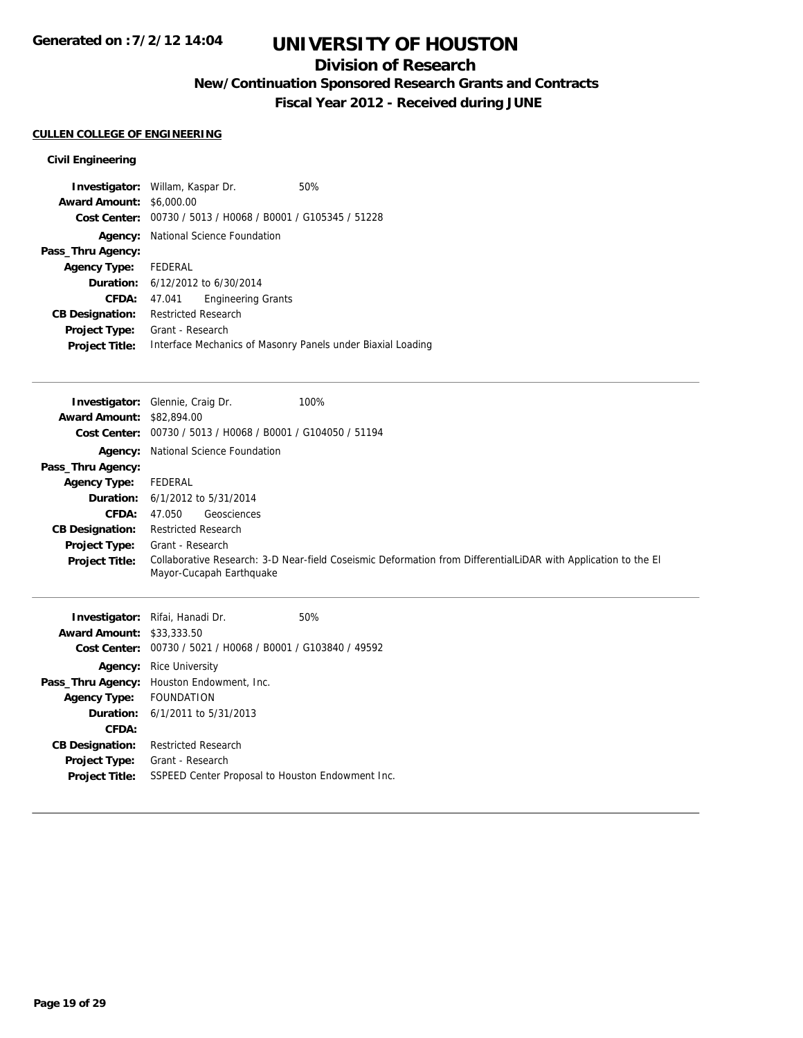# UNIVERSITY OF HOUSTON

## Division of Research

### New/Continuation Sponsored Research Grants and Contracts

### Fiscal Year 2012 - Received during JUNE

Generated on :7/2/12 14:04

**CULLEN COLLEGE OF ENGINEERING**

**Civil Engineering**

**Investigator:** Willam, Kaspar Dr. 50%
**Award Amount:** $6,000.00
**Cost Center:** 00730 / 5013 / H0068 / B0001 / G105345 / 51228
**Agency:** National Science Foundation
**Pass_Thru Agency:**
**Agency Type:** FEDERAL
**Duration:** 6/12/2012 to 6/30/2014
**CFDA:** 47.041 Engineering Grants
**CB Designation:** Restricted Research
**Project Type:** Grant - Research
**Project Title:** Interface Mechanics of Masonry Panels under Biaxial Loading

---

**Investigator:** Glennie, Craig Dr. 100%
**Award Amount:** $82,894.00
**Cost Center:** 00730 / 5013 / H0068 / B0001 / G104050 / 51194
**Agency:** National Science Foundation
**Pass_Thru Agency:**
**Agency Type:** FEDERAL
**Duration:** 6/1/2012 to 5/31/2014
**CFDA:** 47.050 Geosciences
**CB Designation:** Restricted Research
**Project Type:** Grant - Research
**Project Title:** Collaborative Research: 3-D Near-field Coseismic Deformation from DifferentialLiDAR with Application to the El Mayor-Cucapah Earthquake

---

**Investigator:** Rifai, Hanadi Dr. 50%
**Award Amount:** $33,333.50
**Cost Center:** 00730 / 5021 / H0068 / B0001 / G103840 / 49592
**Agency:** Rice University
**Pass_Thru Agency:** Houston Endowment, Inc.
**Agency Type:** FOUNDATION
**Duration:** 6/1/2011 to 5/31/2013
**CFDA:**
**CB Designation:** Restricted Research
**Project Type:** Grant - Research
**Project Title:** SSPEED Center Proposal to Houston Endowment Inc.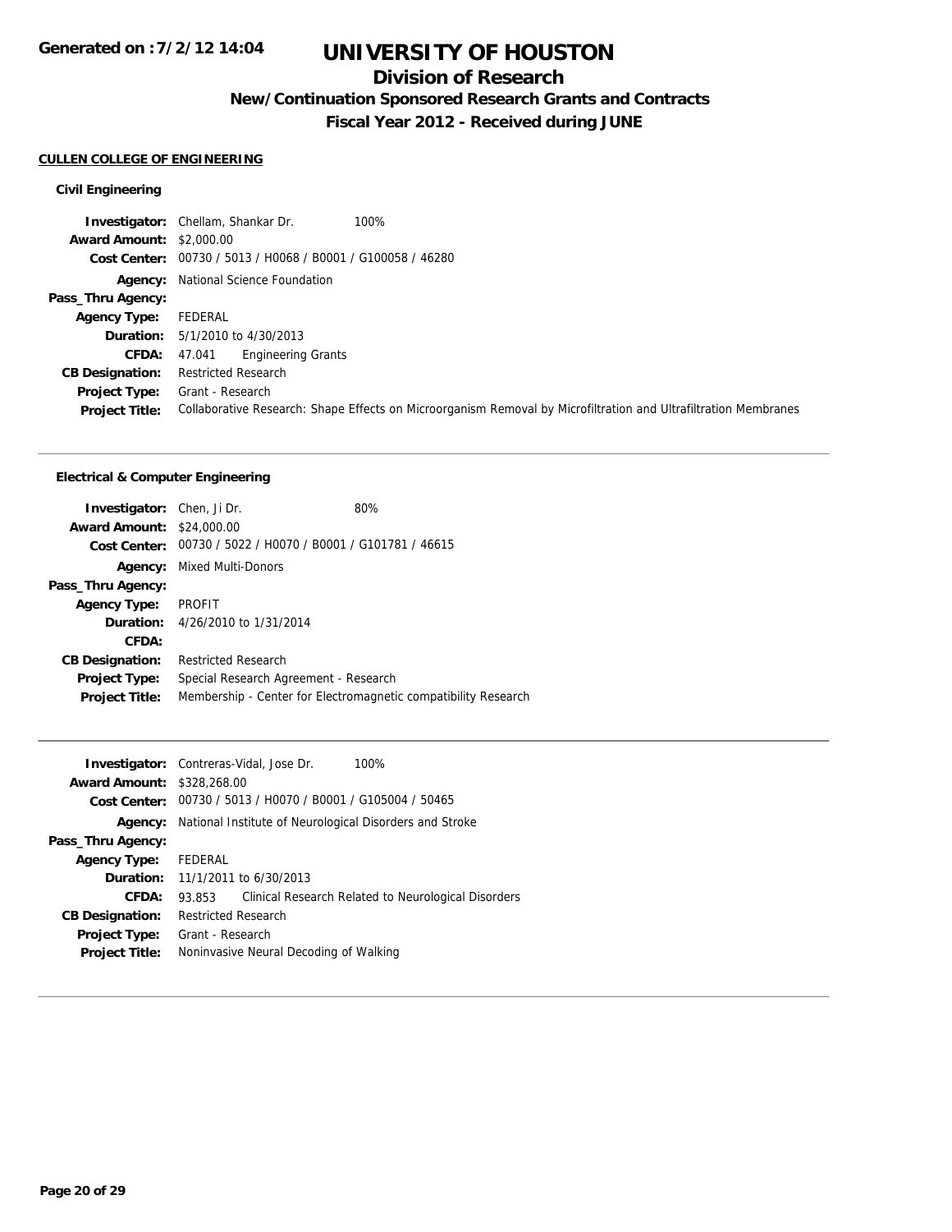# UNIVERSITY OF HOUSTON

## Division of Research

### New/Continuation Sponsored Research Grants and Contracts

### Fiscal Year 2012 - Received during JUNE

Generated on : 7/2/12 14:04

**CULLEN COLLEGE OF ENGINEERING**

**Civil Engineering**

**Investigator:** Chellam, Shankar Dr. 100%
**Award Amount:** $2,000.00
**Cost Center:** 00730 / 5013 / H0068 / B0001 / G100058 / 46280
**Agency:** National Science Foundation
**Pass_Thru Agency:**
**Agency Type:** FEDERAL
**Duration:** 5/1/2010 to 4/30/2013
**CFDA:** 47.041 Engineering Grants
**CB Designation:** Restricted Research
**Project Type:** Grant - Research
**Project Title:** Collaborative Research: Shape Effects on Microorganism Removal by Microfiltration and Ultrafiltration Membranes

---

**Electrical & Computer Engineering**

**Investigator:** Chen, Ji Dr. 80%
**Award Amount:** $24,000.00
**Cost Center:** 00730 / 5022 / H0070 / B0001 / G101781 / 46615
**Agency:** Mixed Multi-Donors
**Pass_Thru Agency:**
**Agency Type:** PROFIT
**Duration:** 4/26/2010 to 1/31/2014
**CFDA:**
**CB Designation:** Restricted Research
**Project Type:** Special Research Agreement - Research
**Project Title:** Membership - Center for Electromagnetic compatibility Research

---

**Investigator:** Contreras-Vidal, Jose Dr. 100%
**Award Amount:** $328,268.00
**Cost Center:** 00730 / 5013 / H0070 / B0001 / G105004 / 50465
**Agency:** National Institute of Neurological Disorders and Stroke
**Pass_Thru Agency:**
**Agency Type:** FEDERAL
**Duration:** 11/1/2011 to 6/30/2013
**CFDA:** 93.853 Clinical Research Related to Neurological Disorders
**CB Designation:** Restricted Research
**Project Type:** Grant - Research
**Project Title:** Noninvasive Neural Decoding of Walking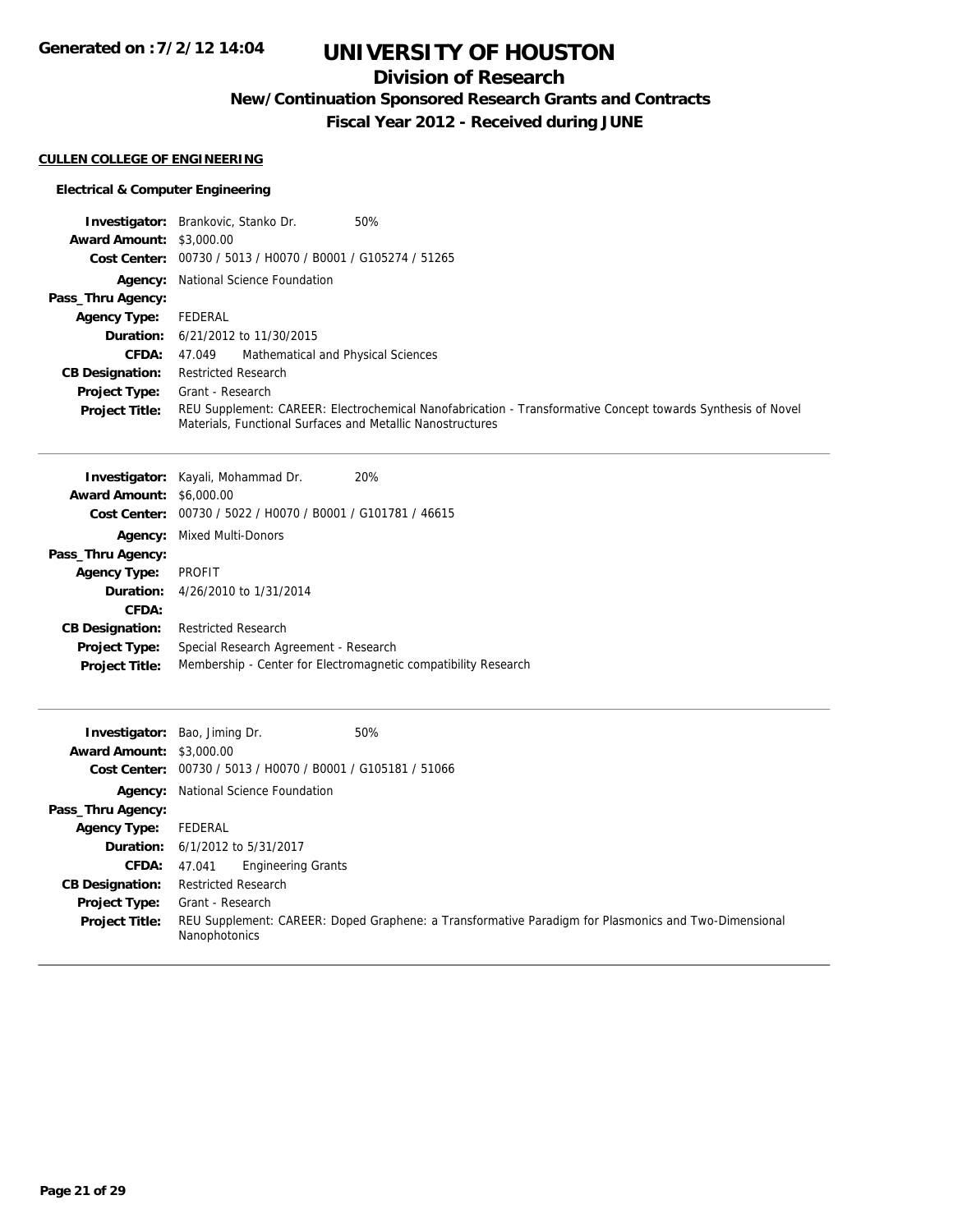# UNIVERSITY OF HOUSTON

## Division of Research

### New/Continuation Sponsored Research Grants and Contracts

### Fiscal Year 2012 - Received during JUNE

Generated on :7/2/12 14:04

**CULLEN COLLEGE OF ENGINEERING**

**Electrical & Computer Engineering**

| | |
|---|---|
| **Investigator:** | Brankovic, Stanko Dr. 50% |
| **Award Amount:** | $3,000.00 |
| **Cost Center:** | 00730 / 5013 / H0070 / B0001 / G105274 / 51265 |
| **Agency:** | National Science Foundation |
| **Pass_Thru Agency:** | |
| **Agency Type:** | FEDERAL |
| **Duration:** | 6/21/2012 to 11/30/2015 |
| **CFDA:** | 47.049 Mathematical and Physical Sciences |
| **CB Designation:** | Restricted Research |
| **Project Type:** | Grant - Research |
| **Project Title:** | REU Supplement: CAREER: Electrochemical Nanofabrication - Transformative Concept towards Synthesis of Novel Materials, Functional Surfaces and Metallic Nanostructures |

| | |
|---|---|
| **Investigator:** | Kayali, Mohammad Dr. 20% |
| **Award Amount:** | $6,000.00 |
| **Cost Center:** | 00730 / 5022 / H0070 / B0001 / G101781 / 46615 |
| **Agency:** | Mixed Multi-Donors |
| **Pass_Thru Agency:** | |
| **Agency Type:** | PROFIT |
| **Duration:** | 4/26/2010 to 1/31/2014 |
| **CFDA:** | |
| **CB Designation:** | Restricted Research |
| **Project Type:** | Special Research Agreement - Research |
| **Project Title:** | Membership - Center for Electromagnetic compatibility Research |

| | |
|---|---|
| **Investigator:** | Bao, Jiming Dr. 50% |
| **Award Amount:** | $3,000.00 |
| **Cost Center:** | 00730 / 5013 / H0070 / B0001 / G105181 / 51066 |
| **Agency:** | National Science Foundation |
| **Pass_Thru Agency:** | |
| **Agency Type:** | FEDERAL |
| **Duration:** | 6/1/2012 to 5/31/2017 |
| **CFDA:** | 47.041 Engineering Grants |
| **CB Designation:** | Restricted Research |
| **Project Type:** | Grant - Research |
| **Project Title:** | REU Supplement: CAREER: Doped Graphene: a Transformative Paradigm for Plasmonics and Two-Dimensional Nanophotonics |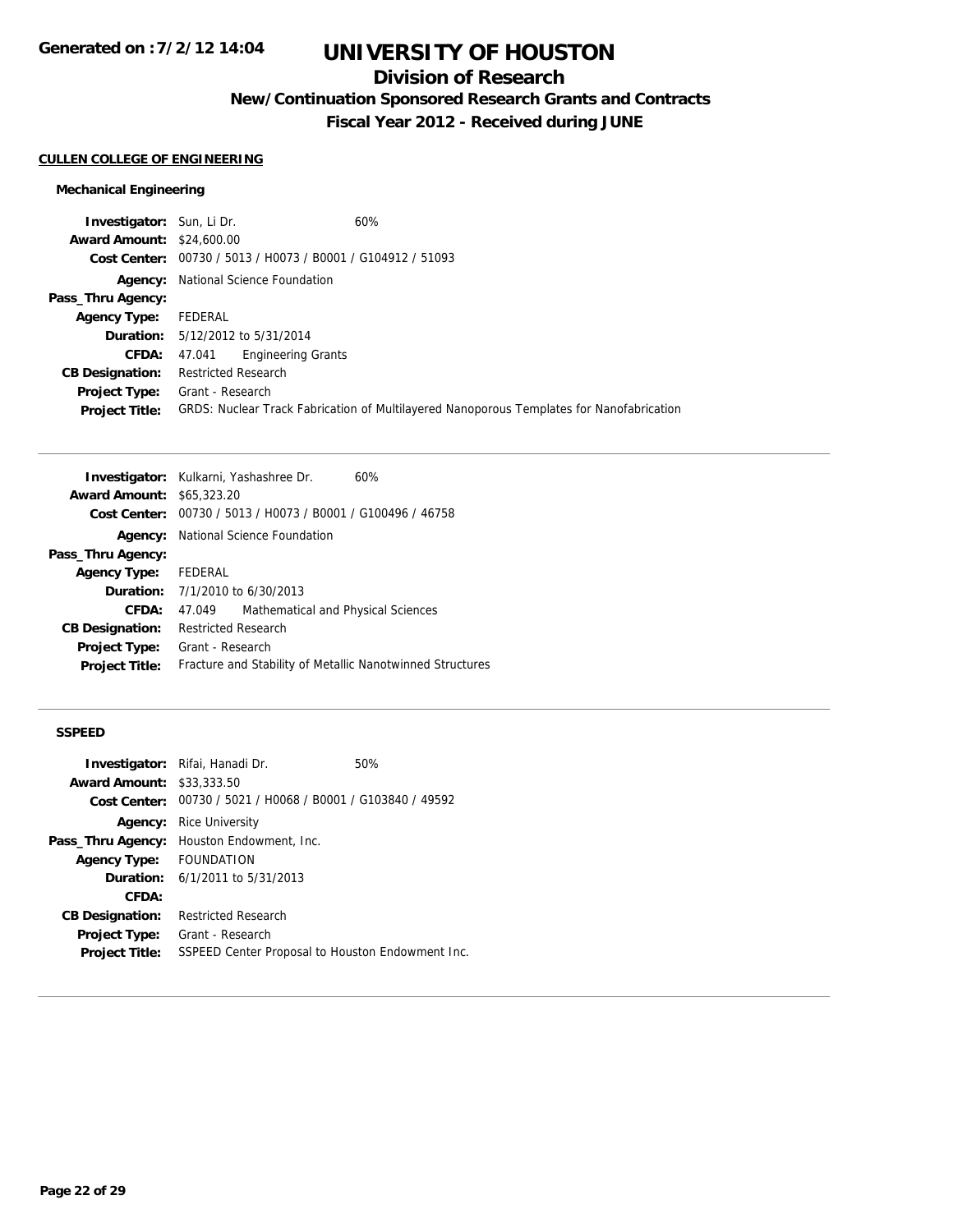# UNIVERSITY OF HOUSTON

## Division of Research

### New/Continuation Sponsored Research Grants and Contracts

### Fiscal Year 2012 - Received during JUNE

**Generated on :7/2/12 14:04**

#### CULLEN COLLEGE OF ENGINEERING

##### Mechanical Engineering

**Investigator:** Sun, Li Dr. 60%
**Award Amount:** $24,600.00
**Cost Center:** 00730 / 5013 / H0073 / B0001 / G104912 / 51093
**Agency:** National Science Foundation
**Pass_Thru Agency:**
**Agency Type:** FEDERAL
**Duration:** 5/12/2012 to 5/31/2014
**CFDA:** 47.041 Engineering Grants
**CB Designation:** Restricted Research
**Project Type:** Grant - Research
**Project Title:** GRDS: Nuclear Track Fabrication of Multilayered Nanoporous Templates for Nanofabrication

---

**Investigator:** Kulkarni, Yashashree Dr. 60%
**Award Amount:** $65,323.20
**Cost Center:** 00730 / 5013 / H0073 / B0001 / G100496 / 46758
**Agency:** National Science Foundation
**Pass_Thru Agency:**
**Agency Type:** FEDERAL
**Duration:** 7/1/2010 to 6/30/2013
**CFDA:** 47.049 Mathematical and Physical Sciences
**CB Designation:** Restricted Research
**Project Type:** Grant - Research
**Project Title:** Fracture and Stability of Metallic Nanotwinned Structures

---

##### SSPEED

**Investigator:** Rifai, Hanadi Dr. 50%
**Award Amount:** $33,333.50
**Cost Center:** 00730 / 5021 / H0068 / B0001 / G103840 / 49592
**Agency:** Rice University
**Pass_Thru Agency:** Houston Endowment, Inc.
**Agency Type:** FOUNDATION
**Duration:** 6/1/2011 to 5/31/2013
**CFDA:**
**CB Designation:** Restricted Research
**Project Type:** Grant - Research
**Project Title:** SSPEED Center Proposal to Houston Endowment Inc.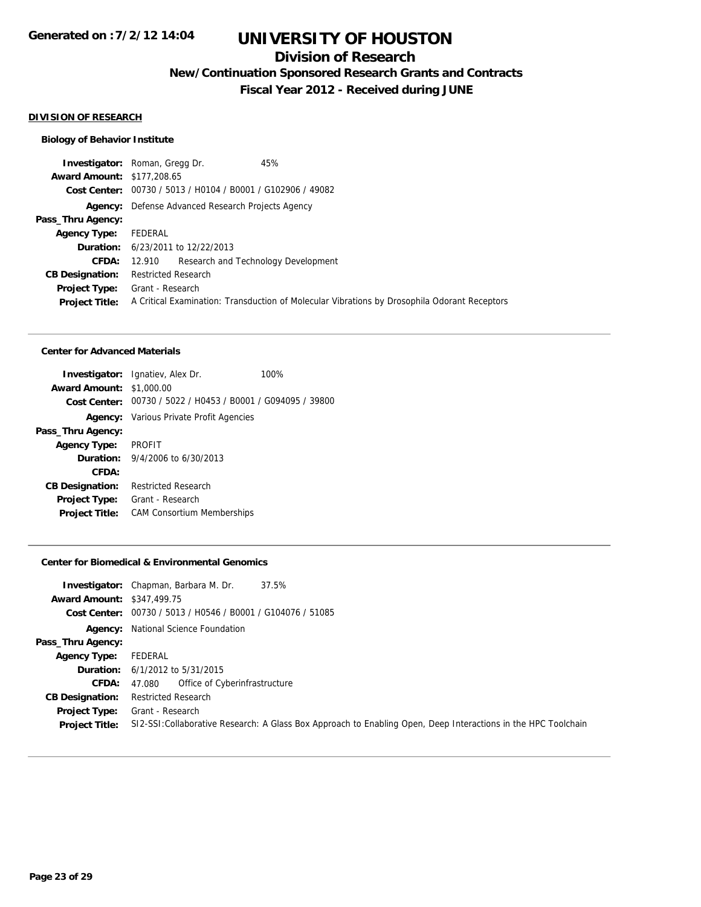# UNIVERSITY OF HOUSTON

## Division of Research

### New/Continuation Sponsored Research Grants and Contracts

### Fiscal Year 2012 - Received during JUNE

**DIVISION OF RESEARCH**

**Biology of Behavior Institute**

| | |
|---|---|
| **Investigator:** | Roman, Gregg Dr. 45% |
| **Award Amount:** | $177,208.65 |
| **Cost Center:** | 00730 / 5013 / H0104 / B0001 / G102906 / 49082 |
| **Agency:** | Defense Advanced Research Projects Agency |
| **Pass_Thru Agency:** | |
| **Agency Type:** | FEDERAL |
| **Duration:** | 6/23/2011 to 12/22/2013 |
| **CFDA:** | 12.910 Research and Technology Development |
| **CB Designation:** | Restricted Research |
| **Project Type:** | Grant - Research |
| **Project Title:** | A Critical Examination: Transduction of Molecular Vibrations by Drosophila Odorant Receptors |

**Center for Advanced Materials**

| | |
|---|---|
| **Investigator:** | Ignatiev, Alex Dr. 100% |
| **Award Amount:** | $1,000.00 |
| **Cost Center:** | 00730 / 5022 / H0453 / B0001 / G094095 / 39800 |
| **Agency:** | Various Private Profit Agencies |
| **Pass_Thru Agency:** | |
| **Agency Type:** | PROFIT |
| **Duration:** | 9/4/2006 to 6/30/2013 |
| **CFDA:** | |
| **CB Designation:** | Restricted Research |
| **Project Type:** | Grant - Research |
| **Project Title:** | CAM Consortium Memberships |

**Center for Biomedical & Environmental Genomics**

| | |
|---|---|
| **Investigator:** | Chapman, Barbara M. Dr. 37.5% |
| **Award Amount:** | $347,499.75 |
| **Cost Center:** | 00730 / 5013 / H0546 / B0001 / G104076 / 51085 |
| **Agency:** | National Science Foundation |
| **Pass_Thru Agency:** | |
| **Agency Type:** | FEDERAL |
| **Duration:** | 6/1/2012 to 5/31/2015 |
| **CFDA:** | 47.080 Office of Cyberinfrastructure |
| **CB Designation:** | Restricted Research |
| **Project Type:** | Grant - Research |
| **Project Title:** | SI2-SSI:Collaborative Research: A Glass Box Approach to Enabling Open, Deep Interactions in the HPC Toolchain |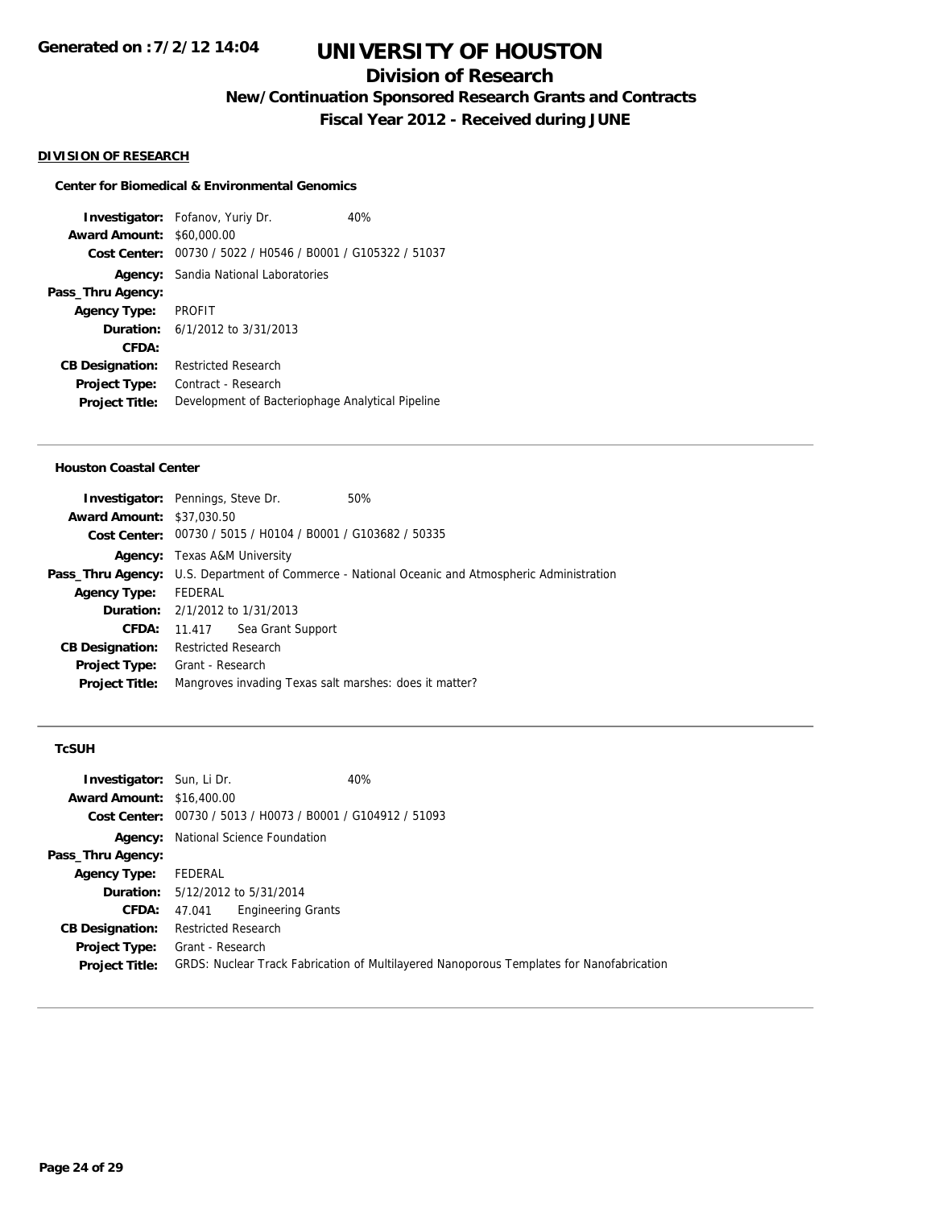**Generated on :7/2/12 14:04**

# UNIVERSITY OF HOUSTON

## Division of Research

### New/Continuation Sponsored Research Grants and Contracts

### Fiscal Year 2012 - Received during JUNE

**DIVISION OF RESEARCH**

**Center for Biomedical & Environmental Genomics**

| | | |
|---|---|---|
| **Investigator:** | Fofanov, Yuriy Dr. | 40% |
| **Award Amount:** | $60,000.00 | |
| **Cost Center:** | 00730 / 5022 / H0546 / B0001 / G105322 / 51037 | |
| **Agency:** | Sandia National Laboratories | |
| **Pass_Thru Agency:** | | |
| **Agency Type:** | PROFIT | |
| **Duration:** | 6/1/2012 to 3/31/2013 | |
| **CFDA:** | | |
| **CB Designation:** | Restricted Research | |
| **Project Type:** | Contract - Research | |
| **Project Title:** | Development of Bacteriophage Analytical Pipeline | |

---

**Houston Coastal Center**

| | | |
|---|---|---|
| **Investigator:** | Pennings, Steve Dr. | 50% |
| **Award Amount:** | $37,030.50 | |
| **Cost Center:** | 00730 / 5015 / H0104 / B0001 / G103682 / 50335 | |
| **Agency:** | Texas A&M University | |
| **Pass_Thru Agency:** | U.S. Department of Commerce - National Oceanic and Atmospheric Administration | |
| **Agency Type:** | FEDERAL | |
| **Duration:** | 2/1/2012 to 1/31/2013 | |
| **CFDA:** | 11.417 Sea Grant Support | |
| **CB Designation:** | Restricted Research | |
| **Project Type:** | Grant - Research | |
| **Project Title:** | Mangroves invading Texas salt marshes: does it matter? | |

---

**TcSUH**

| | | |
|---|---|---|
| **Investigator:** | Sun, Li Dr. | 40% |
| **Award Amount:** | $16,400.00 | |
| **Cost Center:** | 00730 / 5013 / H0073 / B0001 / G104912 / 51093 | |
| **Agency:** | National Science Foundation | |
| **Pass_Thru Agency:** | | |
| **Agency Type:** | FEDERAL | |
| **Duration:** | 5/12/2012 to 5/31/2014 | |
| **CFDA:** | 47.041 Engineering Grants | |
| **CB Designation:** | Restricted Research | |
| **Project Type:** | Grant - Research | |
| **Project Title:** | GRDS: Nuclear Track Fabrication of Multilayered Nanoporous Templates for Nanofabrication | |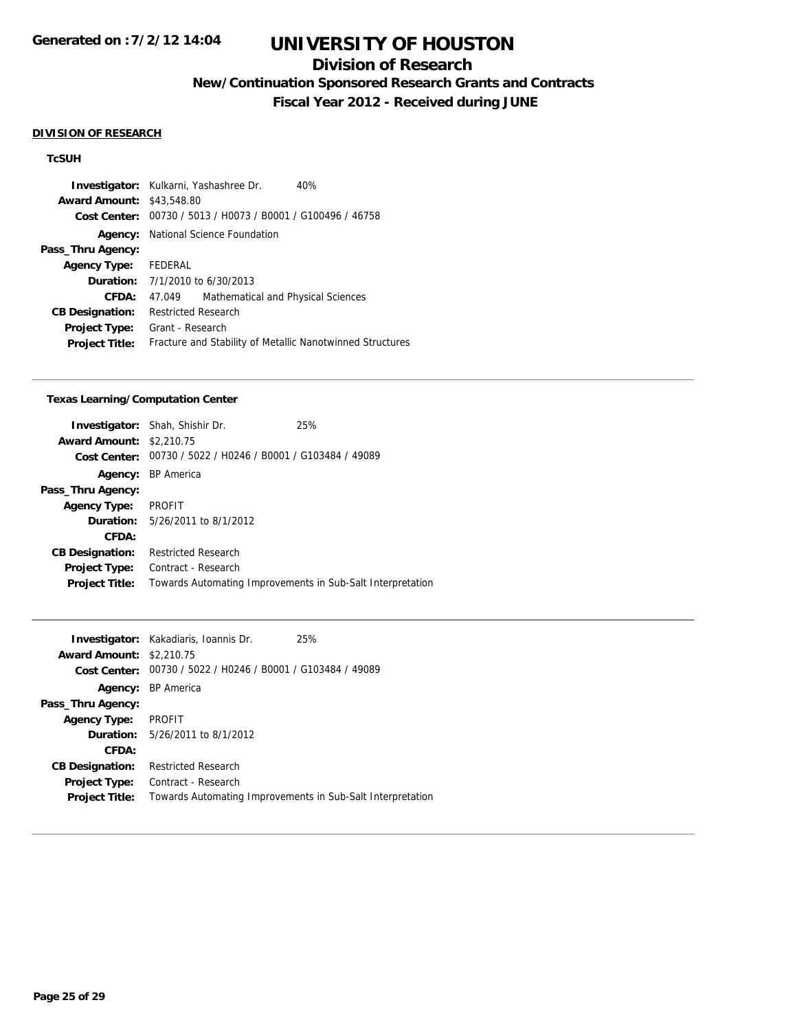# UNIVERSITY OF HOUSTON

## Division of Research

### New/Continuation Sponsored Research Grants and Contracts

### Fiscal Year 2012 - Received during JUNE

Generated on :7/2/12 14:04

**DIVISION OF RESEARCH**

**TcSUH**

| | |
|---|---|
| **Investigator:** | Kulkarni, Yashashree Dr. 40% |
| **Award Amount:** | $43,548.80 |
| **Cost Center:** | 00730 / 5013 / H0073 / B0001 / G100496 / 46758 |
| **Agency:** | National Science Foundation |
| **Pass_Thru Agency:** | |
| **Agency Type:** | FEDERAL |
| **Duration:** | 7/1/2010 to 6/30/2013 |
| **CFDA:** | 47.049 Mathematical and Physical Sciences |
| **CB Designation:** | Restricted Research |
| **Project Type:** | Grant - Research |
| **Project Title:** | Fracture and Stability of Metallic Nanotwinned Structures |

**Texas Learning/Computation Center**

| | |
|---|---|
| **Investigator:** | Shah, Shishir Dr. 25% |
| **Award Amount:** | $2,210.75 |
| **Cost Center:** | 00730 / 5022 / H0246 / B0001 / G103484 / 49089 |
| **Agency:** | BP America |
| **Pass_Thru Agency:** | |
| **Agency Type:** | PROFIT |
| **Duration:** | 5/26/2011 to 8/1/2012 |
| **CFDA:** | |
| **CB Designation:** | Restricted Research |
| **Project Type:** | Contract - Research |
| **Project Title:** | Towards Automating Improvements in Sub-Salt Interpretation |

| | |
|---|---|
| **Investigator:** | Kakadiaris, Ioannis Dr. 25% |
| **Award Amount:** | $2,210.75 |
| **Cost Center:** | 00730 / 5022 / H0246 / B0001 / G103484 / 49089 |
| **Agency:** | BP America |
| **Pass_Thru Agency:** | |
| **Agency Type:** | PROFIT |
| **Duration:** | 5/26/2011 to 8/1/2012 |
| **CFDA:** | |
| **CB Designation:** | Restricted Research |
| **Project Type:** | Contract - Research |
| **Project Title:** | Towards Automating Improvements in Sub-Salt Interpretation |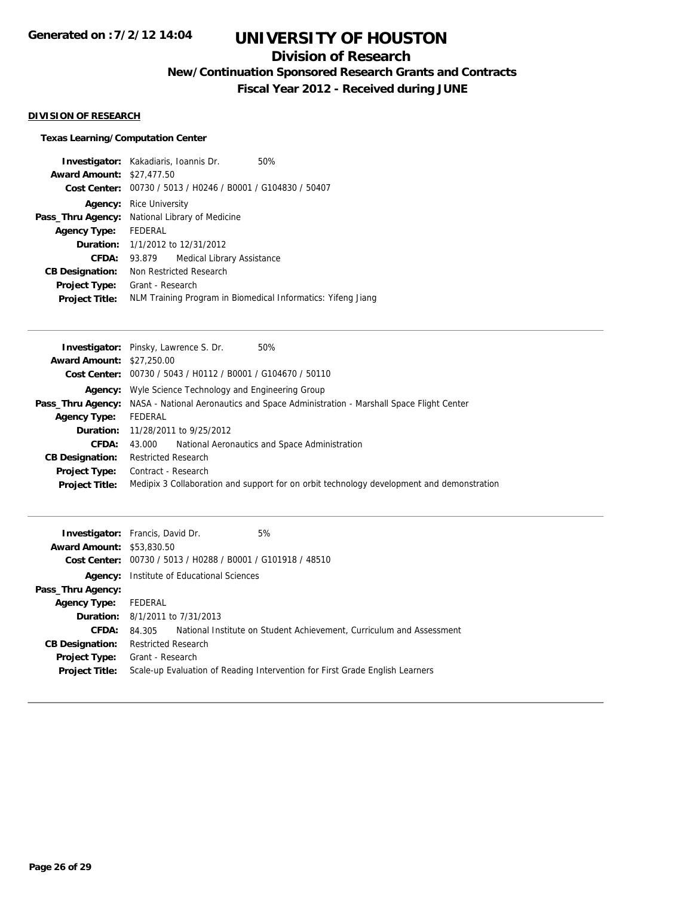# UNIVERSITY OF HOUSTON

## Division of Research

### New/Continuation Sponsored Research Grants and Contracts

### Fiscal Year 2012 - Received during JUNE

**DIVISION OF RESEARCH**

**Texas Learning/Computation Center**

**Investigator:** Kakadiaris, Ioannis Dr. 50%
**Award Amount:** $27,477.50
**Cost Center:** 00730 / 5013 / H0246 / B0001 / G104830 / 50407
**Agency:** Rice University
**Pass_Thru Agency:** National Library of Medicine
**Agency Type:** FEDERAL
**Duration:** 1/1/2012 to 12/31/2012
**CFDA:** 93.879 Medical Library Assistance
**CB Designation:** Non Restricted Research
**Project Type:** Grant - Research
**Project Title:** NLM Training Program in Biomedical Informatics: Yifeng Jiang

---

**Investigator:** Pinsky, Lawrence S. Dr. 50%
**Award Amount:** $27,250.00
**Cost Center:** 00730 / 5043 / H0112 / B0001 / G104670 / 50110
**Agency:** Wyle Science Technology and Engineering Group
**Pass_Thru Agency:** NASA - National Aeronautics and Space Administration - Marshall Space Flight Center
**Agency Type:** FEDERAL
**Duration:** 11/28/2011 to 9/25/2012
**CFDA:** 43.000 National Aeronautics and Space Administration
**CB Designation:** Restricted Research
**Project Type:** Contract - Research
**Project Title:** Medipix 3 Collaboration and support for on orbit technology development and demonstration

---

**Investigator:** Francis, David Dr. 5%
**Award Amount:** $53,830.50
**Cost Center:** 00730 / 5013 / H0288 / B0001 / G101918 / 48510
**Agency:** Institute of Educational Sciences
**Pass_Thru Agency:**
**Agency Type:** FEDERAL
**Duration:** 8/1/2011 to 7/31/2013
**CFDA:** 84.305 National Institute on Student Achievement, Curriculum and Assessment
**CB Designation:** Restricted Research
**Project Type:** Grant - Research
**Project Title:** Scale-up Evaluation of Reading Intervention for First Grade English Learners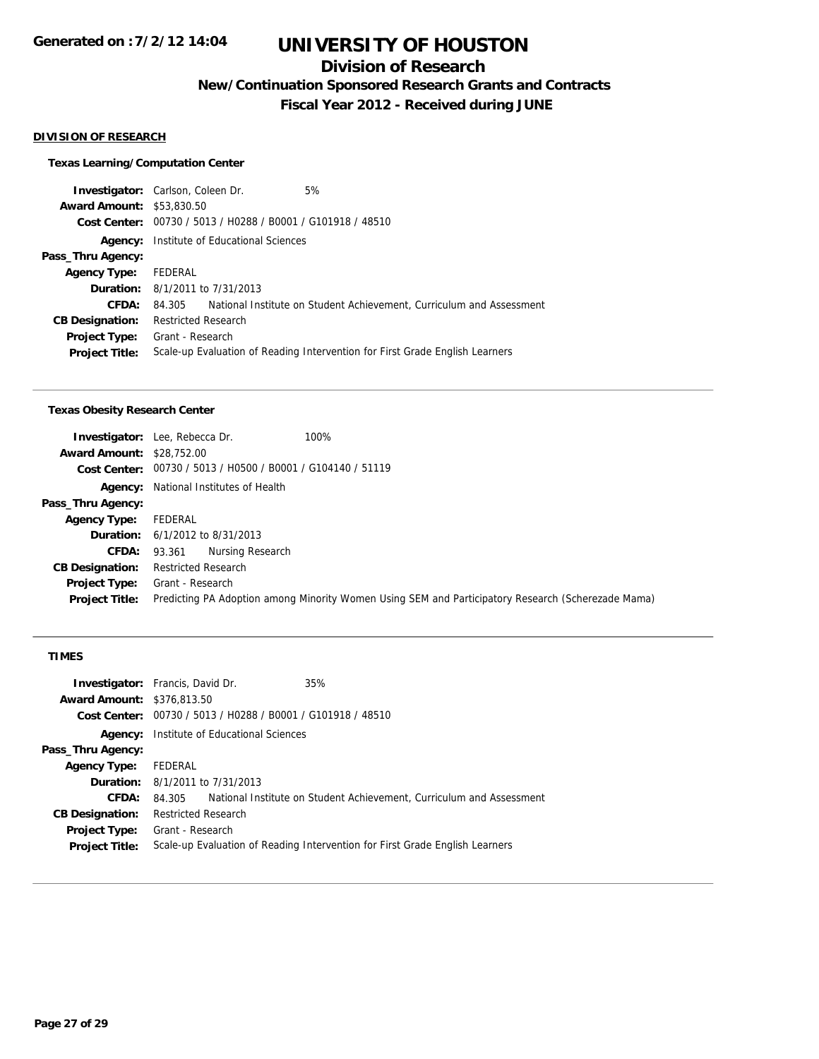# UNIVERSITY OF HOUSTON

## Division of Research

### New/Continuation Sponsored Research Grants and Contracts

### Fiscal Year 2012 - Received during JUNE

**Generated on :7/2/12 14:04**

#### DIVISION OF RESEARCH

**Texas Learning/Computation Center**

**Investigator:** Carlson, Coleen Dr. 5%
**Award Amount:** $53,830.50
**Cost Center:** 00730 / 5013 / H0288 / B0001 / G101918 / 48510
**Agency:** Institute of Educational Sciences
**Pass_Thru Agency:**
**Agency Type:** FEDERAL
**Duration:** 8/1/2011 to 7/31/2013
**CFDA:** 84.305 National Institute on Student Achievement, Curriculum and Assessment
**CB Designation:** Restricted Research
**Project Type:** Grant - Research
**Project Title:** Scale-up Evaluation of Reading Intervention for First Grade English Learners

---

**Texas Obesity Research Center**

**Investigator:** Lee, Rebecca Dr. 100%
**Award Amount:** $28,752.00
**Cost Center:** 00730 / 5013 / H0500 / B0001 / G104140 / 51119
**Agency:** National Institutes of Health
**Pass_Thru Agency:**
**Agency Type:** FEDERAL
**Duration:** 6/1/2012 to 8/31/2013
**CFDA:** 93.361 Nursing Research
**CB Designation:** Restricted Research
**Project Type:** Grant - Research
**Project Title:** Predicting PA Adoption among Minority Women Using SEM and Participatory Research (Scherezade Mama)

---

**TIMES**

**Investigator:** Francis, David Dr. 35%
**Award Amount:** $376,813.50
**Cost Center:** 00730 / 5013 / H0288 / B0001 / G101918 / 48510
**Agency:** Institute of Educational Sciences
**Pass_Thru Agency:**
**Agency Type:** FEDERAL
**Duration:** 8/1/2011 to 7/31/2013
**CFDA:** 84.305 National Institute on Student Achievement, Curriculum and Assessment
**CB Designation:** Restricted Research
**Project Type:** Grant - Research
**Project Title:** Scale-up Evaluation of Reading Intervention for First Grade English Learners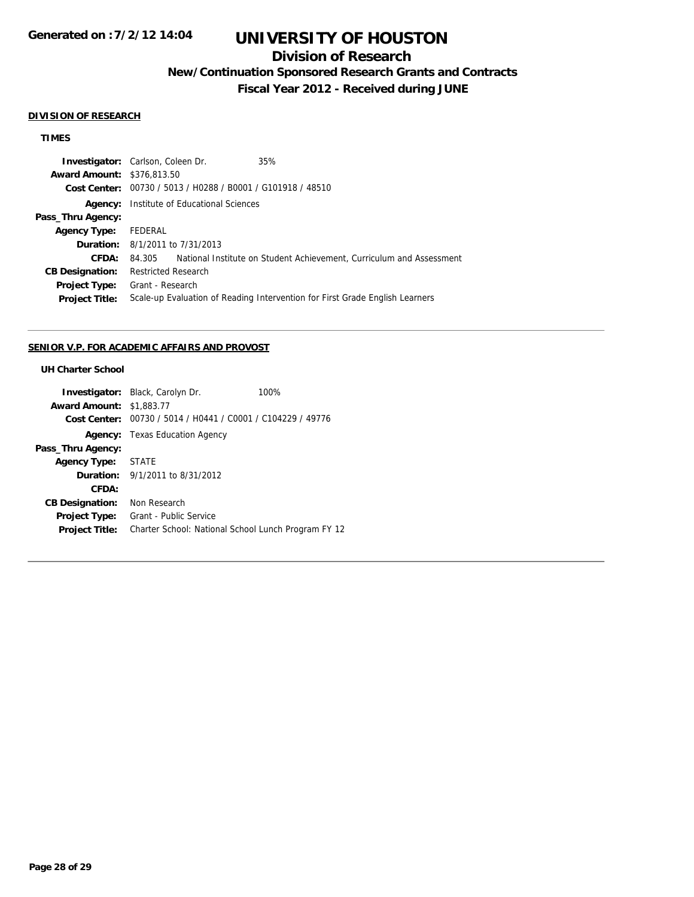**Generated on :7/2/12 14:04**

# UNIVERSITY OF HOUSTON

## Division of Research

### New/Continuation Sponsored Research Grants and Contracts

### Fiscal Year 2012 - Received during JUNE

**DIVISION OF RESEARCH**

**TIMES**

| | | |
|---|---|---|
| **Investigator:** | Carlson, Coleen Dr. | 35% |
| **Award Amount:** | $376,813.50 | |
| **Cost Center:** | 00730 / 5013 / H0288 / B0001 / G101918 / 48510 | |
| **Agency:** | Institute of Educational Sciences | |
| **Pass_Thru Agency:** | | |
| **Agency Type:** | FEDERAL | |
| **Duration:** | 8/1/2011 to 7/31/2013 | |
| **CFDA:** | 84.305 National Institute on Student Achievement, Curriculum and Assessment | |
| **CB Designation:** | Restricted Research | |
| **Project Type:** | Grant - Research | |
| **Project Title:** | Scale-up Evaluation of Reading Intervention for First Grade English Learners | |

**SENIOR V.P. FOR ACADEMIC AFFAIRS AND PROVOST**

**UH Charter School**

| | | |
|---|---|---|
| **Investigator:** | Black, Carolyn Dr. | 100% |
| **Award Amount:** | $1,883.77 | |
| **Cost Center:** | 00730 / 5014 / H0441 / C0001 / C104229 / 49776 | |
| **Agency:** | Texas Education Agency | |
| **Pass_Thru Agency:** | | |
| **Agency Type:** | STATE | |
| **Duration:** | 9/1/2011 to 8/31/2012 | |
| **CFDA:** | | |
| **CB Designation:** | Non Research | |
| **Project Type:** | Grant - Public Service | |
| **Project Title:** | Charter School: National School Lunch Program FY 12 | |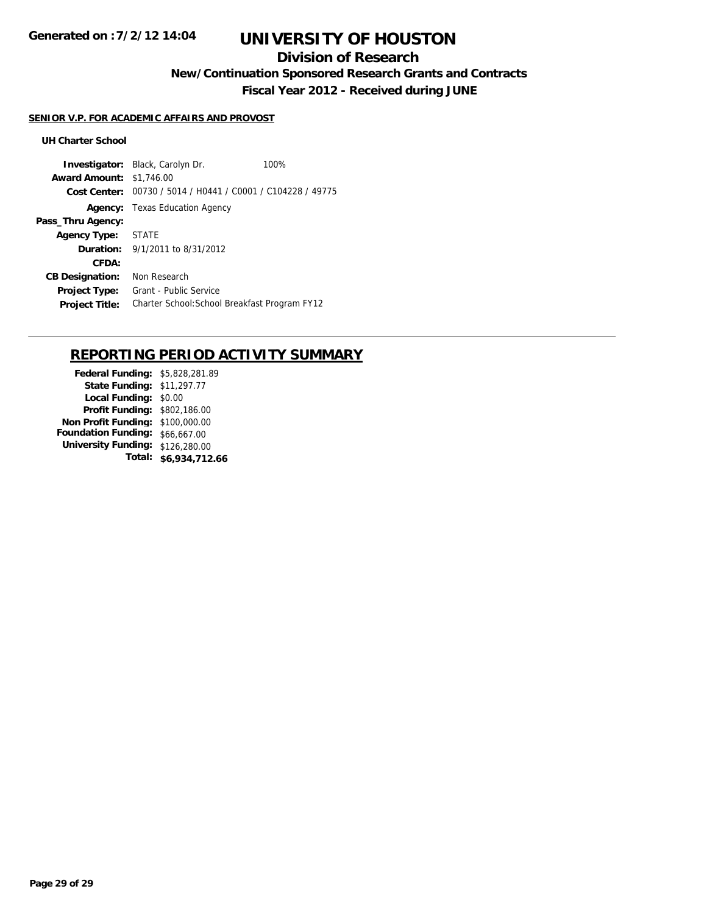**SENIOR V.P. FOR ACADEMIC AFFAIRS AND PROVOST**

**UH Charter School**

| | |
|---|---|
| **Investigator:** | Black, Carolyn Dr. 100% |
| **Award Amount:** | $1,746.00 |
| **Cost Center:** | 00730 / 5014 / H0441 / C0001 / C104228 / 49775 |
| **Agency:** | Texas Education Agency |
| **Pass_Thru Agency:** | |
| **Agency Type:** | STATE |
| **Duration:** | 9/1/2011 to 8/31/2012 |
| **CFDA:** | |
| **CB Designation:** | Non Research |
| **Project Type:** | Grant - Public Service |
| **Project Title:** | Charter School:School Breakfast Program FY12 |

## REPORTING PERIOD ACTIVITY SUMMARY

| | |
|---|---|
| **Federal Funding:** | $5,828,281.89 |
| **State Funding:** | $11,297.77 |
| **Local Funding:** | $0.00 |
| **Profit Funding:** | $802,186.00 |
| **Non Profit Funding:** | $100,000.00 |
| **Foundation Funding:** | $66,667.00 |
| **University Funding:** | $126,280.00 |
| **Total:** | **$6,934,712.66** |